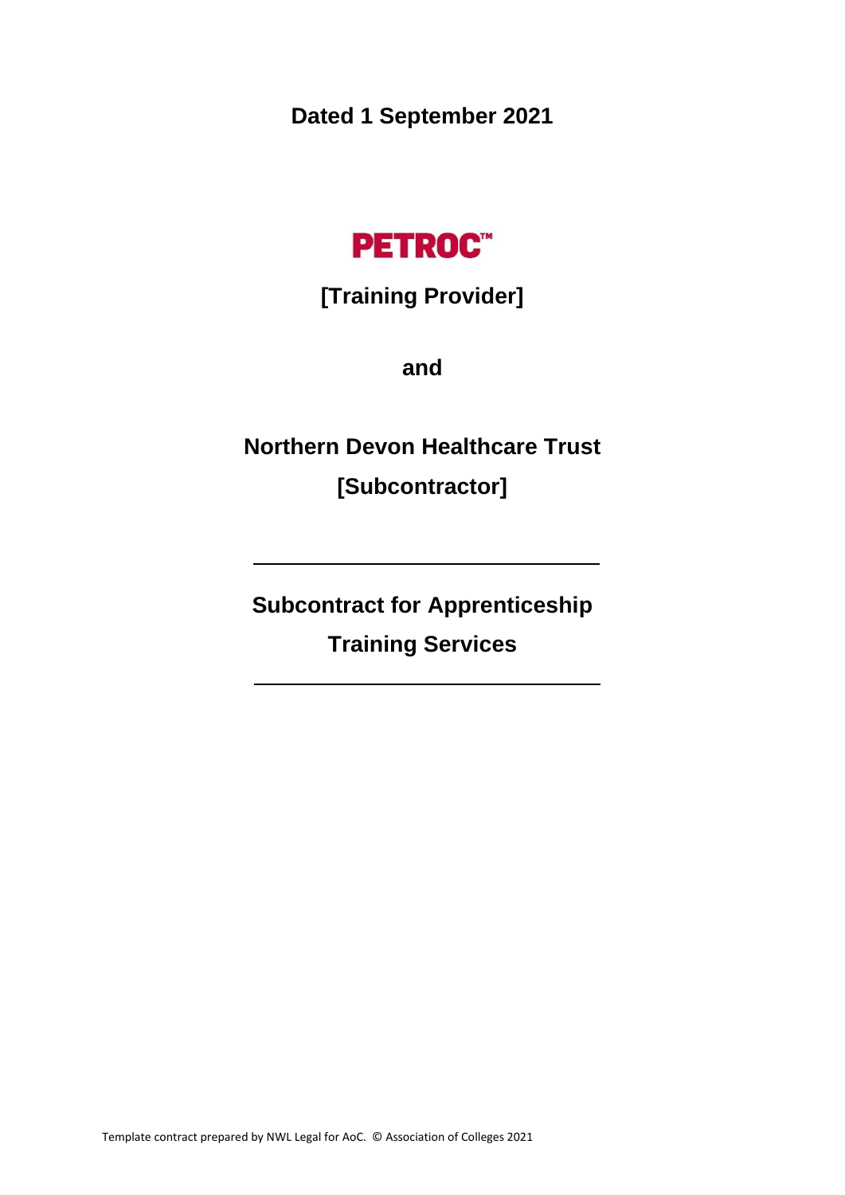**Dated 1 September 2021**

**PETROC™**

**[Training Provider]**

**and**

**Northern Devon Healthcare Trust**

**[Subcontractor]**

---

# Subcontract for Apprenticeship Training Services

---

Template contract prepared by NWL Legal for AoC. © Association of Colleges 2021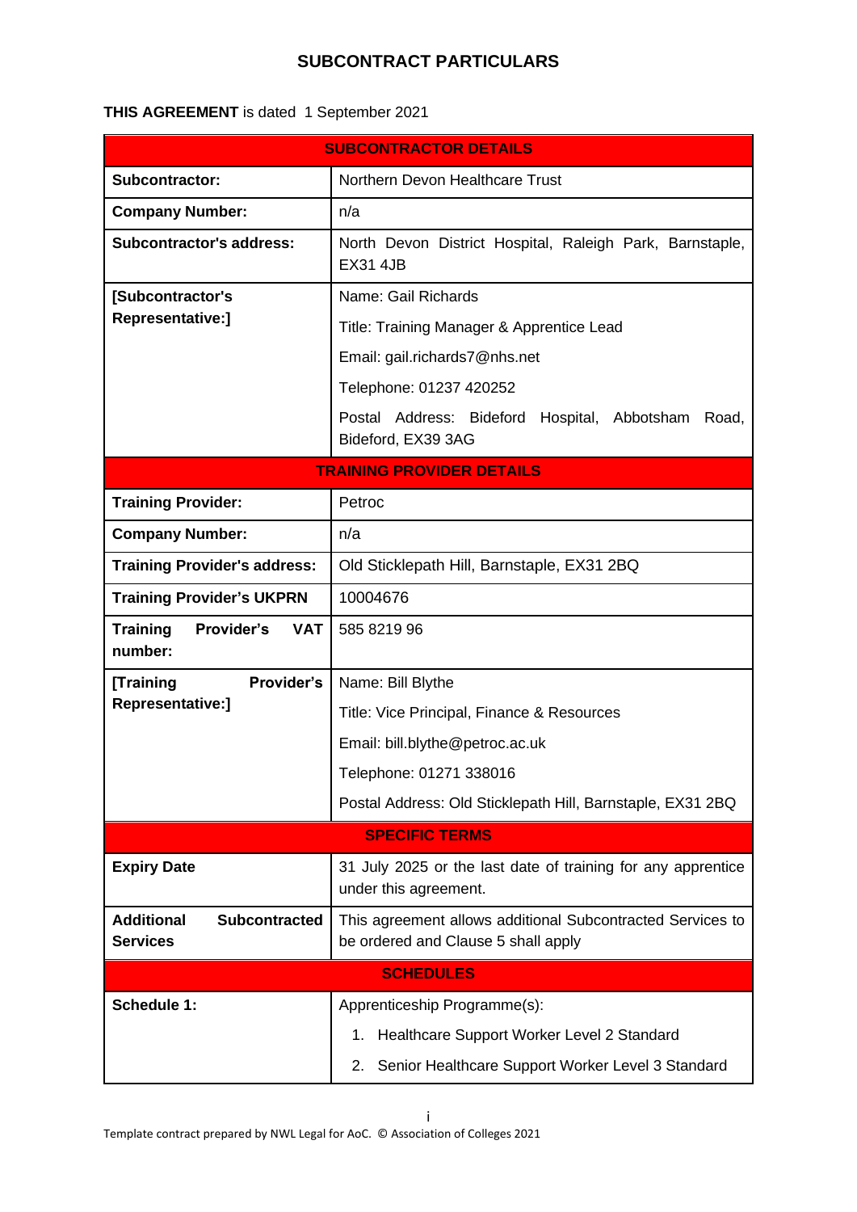# SUBCONTRACT PARTICULARS

**THIS AGREEMENT** is dated 1 September 2021

| **SUBCONTRACTOR DETAILS** | |
|---|---|
| **Subcontractor:** | Northern Devon Healthcare Trust |
| **Company Number:** | n/a |
| **Subcontractor's address:** | North Devon District Hospital, Raleigh Park, Barnstaple, EX31 4JB |
| **[Subcontractor's Representative:]** | Name: Gail Richards<br>Title: Training Manager & Apprentice Lead<br>Email: gail.richards7@nhs.net<br>Telephone: 01237 420252<br>Postal Address: Bideford Hospital, Abbotsham Road, Bideford, EX39 3AG |
| **TRAINING PROVIDER DETAILS** | |
| **Training Provider:** | Petroc |
| **Company Number:** | n/a |
| **Training Provider's address:** | Old Sticklepath Hill, Barnstaple, EX31 2BQ |
| **Training Provider's UKPRN** | 10004676 |
| **Training Provider's VAT number:** | 585 8219 96 |
| **[Training Provider's Representative:]** | Name: Bill Blythe<br>Title: Vice Principal, Finance & Resources<br>Email: bill.blythe@petroc.ac.uk<br>Telephone: 01271 338016<br>Postal Address: Old Sticklepath Hill, Barnstaple, EX31 2BQ |
| **SPECIFIC TERMS** | |
| **Expiry Date** | 31 July 2025 or the last date of training for any apprentice under this agreement. |
| **Additional Subcontracted Services** | This agreement allows additional Subcontracted Services to be ordered and Clause 5 shall apply |
| **SCHEDULES** | |
| **Schedule 1:** | Apprenticeship Programme(s):<br>1. Healthcare Support Worker Level 2 Standard<br>2. Senior Healthcare Support Worker Level 3 Standard |

Template contract prepared by NWL Legal for AoC. © Association of Colleges 2021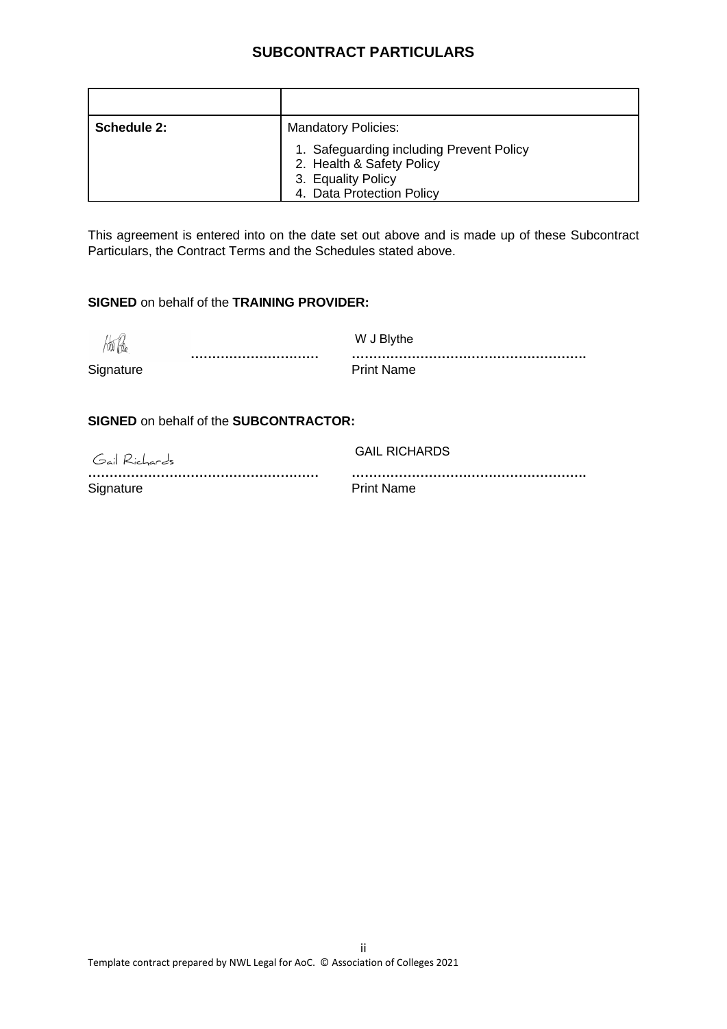## SUBCONTRACT PARTICULARS

| | |
|---|---|
| **Schedule 2:** | Mandatory Policies:<br>1. Safeguarding including Prevent Policy<br>2. Health & Safety Policy<br>3. Equality Policy<br>4. Data Protection Policy |

This agreement is entered into on the date set out above and is made up of these Subcontract Particulars, the Contract Terms and the Schedules stated above.

**SIGNED** on behalf of the **TRAINING PROVIDER:**

…………………………  W J Blythe ……………………………………………….

Signature  Print Name

**SIGNED** on behalf of the **SUBCONTRACTOR:**

Gail Richards ……………………………………………….  GAIL RICHARDS ……………………………………………….

Signature  Print Name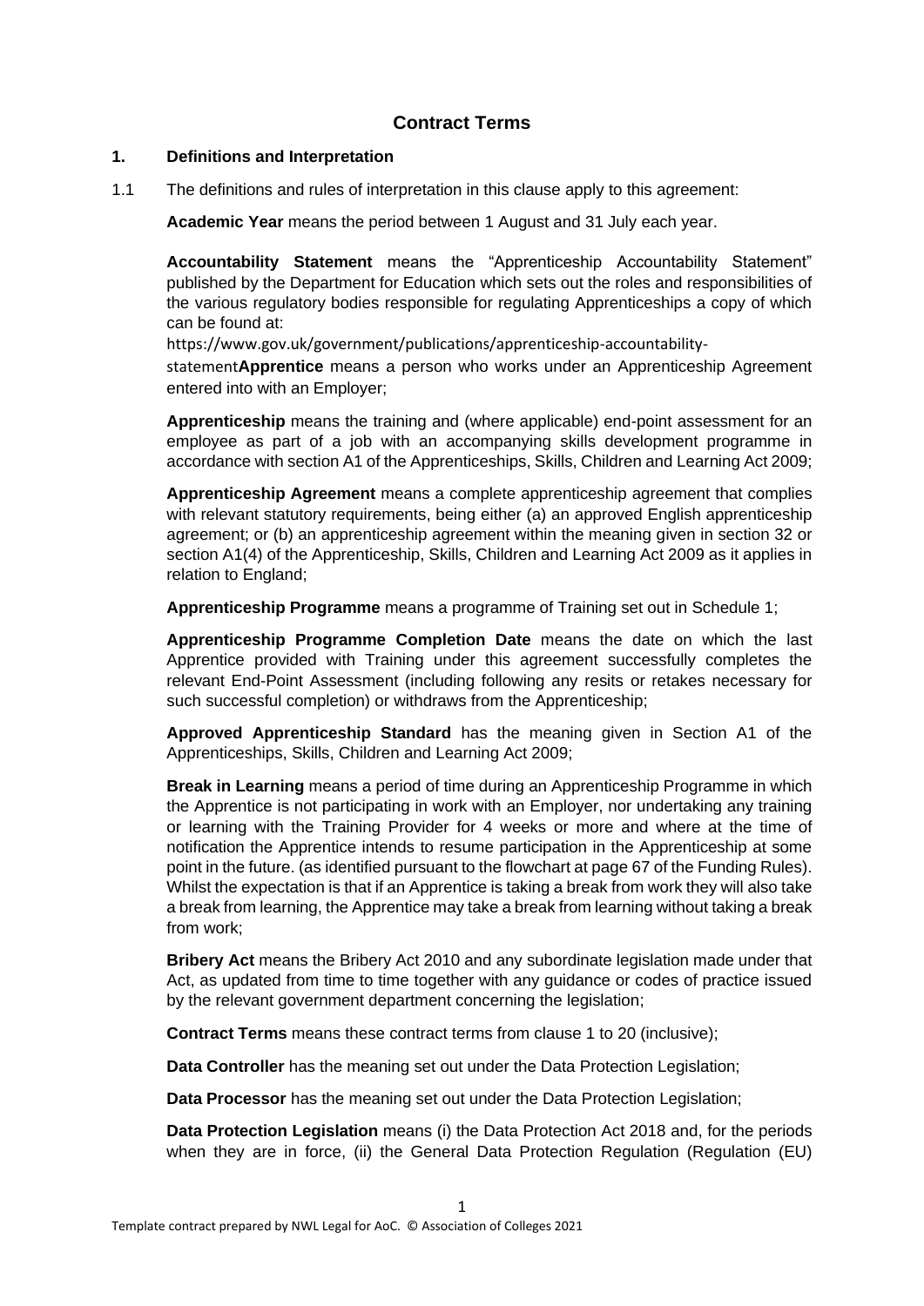## Contract Terms

### 1. Definitions and Interpretation

1.1 The definitions and rules of interpretation in this clause apply to this agreement:

**Academic Year** means the period between 1 August and 31 July each year.

**Accountability Statement** means the "Apprenticeship Accountability Statement" published by the Department for Education which sets out the roles and responsibilities of the various regulatory bodies responsible for regulating Apprenticeships a copy of which can be found at: https://www.gov.uk/government/publications/apprenticeship-accountability-statement**Apprentice** means a person who works under an Apprenticeship Agreement entered into with an Employer;

**Apprenticeship** means the training and (where applicable) end-point assessment for an employee as part of a job with an accompanying skills development programme in accordance with section A1 of the Apprenticeships, Skills, Children and Learning Act 2009;

**Apprenticeship Agreement** means a complete apprenticeship agreement that complies with relevant statutory requirements, being either (a) an approved English apprenticeship agreement; or (b) an apprenticeship agreement within the meaning given in section 32 or section A1(4) of the Apprenticeship, Skills, Children and Learning Act 2009 as it applies in relation to England;

**Apprenticeship Programme** means a programme of Training set out in Schedule 1;

**Apprenticeship Programme Completion Date** means the date on which the last Apprentice provided with Training under this agreement successfully completes the relevant End-Point Assessment (including following any resits or retakes necessary for such successful completion) or withdraws from the Apprenticeship;

**Approved Apprenticeship Standard** has the meaning given in Section A1 of the Apprenticeships, Skills, Children and Learning Act 2009;

**Break in Learning** means a period of time during an Apprenticeship Programme in which the Apprentice is not participating in work with an Employer, nor undertaking any training or learning with the Training Provider for 4 weeks or more and where at the time of notification the Apprentice intends to resume participation in the Apprenticeship at some point in the future. (as identified pursuant to the flowchart at page 67 of the Funding Rules). Whilst the expectation is that if an Apprentice is taking a break from work they will also take a break from learning, the Apprentice may take a break from learning without taking a break from work;

**Bribery Act** means the Bribery Act 2010 and any subordinate legislation made under that Act, as updated from time to time together with any guidance or codes of practice issued by the relevant government department concerning the legislation;

**Contract Terms** means these contract terms from clause 1 to 20 (inclusive);

**Data Controller** has the meaning set out under the Data Protection Legislation;

**Data Processor** has the meaning set out under the Data Protection Legislation;

**Data Protection Legislation** means (i) the Data Protection Act 2018 and, for the periods when they are in force, (ii) the General Data Protection Regulation (Regulation (EU)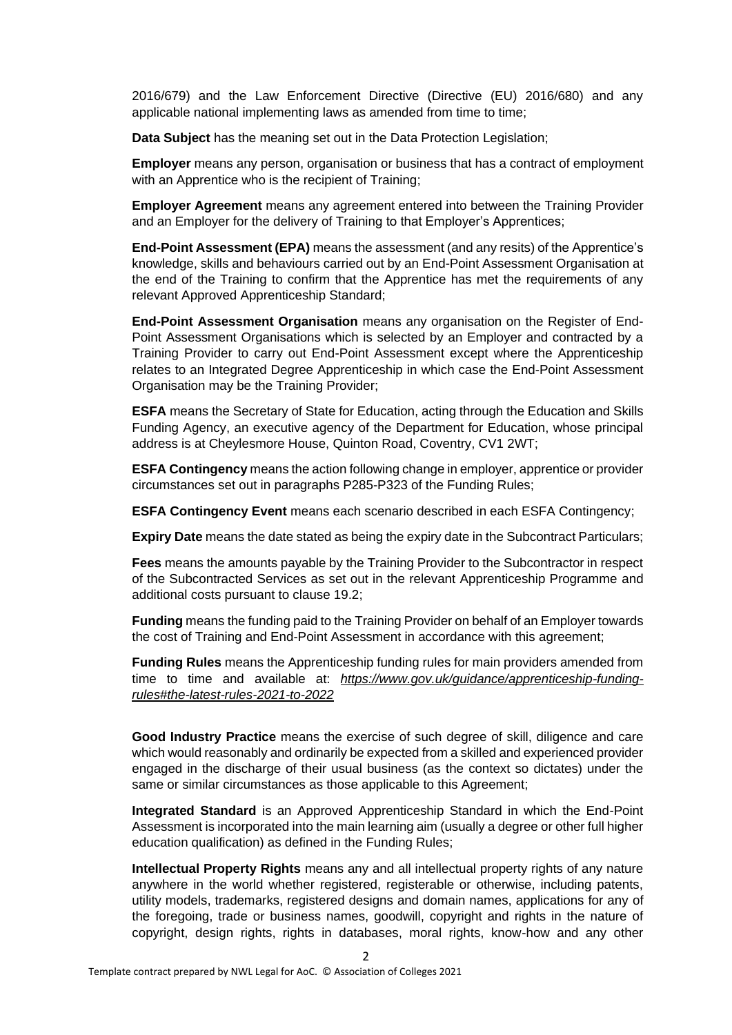2016/679) and the Law Enforcement Directive (Directive (EU) 2016/680) and any applicable national implementing laws as amended from time to time;

**Data Subject** has the meaning set out in the Data Protection Legislation;

**Employer** means any person, organisation or business that has a contract of employment with an Apprentice who is the recipient of Training;

**Employer Agreement** means any agreement entered into between the Training Provider and an Employer for the delivery of Training to that Employer's Apprentices;

**End-Point Assessment (EPA)** means the assessment (and any resits) of the Apprentice's knowledge, skills and behaviours carried out by an End-Point Assessment Organisation at the end of the Training to confirm that the Apprentice has met the requirements of any relevant Approved Apprenticeship Standard;

**End-Point Assessment Organisation** means any organisation on the Register of End-Point Assessment Organisations which is selected by an Employer and contracted by a Training Provider to carry out End-Point Assessment except where the Apprenticeship relates to an Integrated Degree Apprenticeship in which case the End-Point Assessment Organisation may be the Training Provider;

**ESFA** means the Secretary of State for Education, acting through the Education and Skills Funding Agency, an executive agency of the Department for Education, whose principal address is at Cheylesmore House, Quinton Road, Coventry, CV1 2WT;

**ESFA Contingency** means the action following change in employer, apprentice or provider circumstances set out in paragraphs P285-P323 of the Funding Rules;

**ESFA Contingency Event** means each scenario described in each ESFA Contingency;

**Expiry Date** means the date stated as being the expiry date in the Subcontract Particulars;

**Fees** means the amounts payable by the Training Provider to the Subcontractor in respect of the Subcontracted Services as set out in the relevant Apprenticeship Programme and additional costs pursuant to clause 19.2;

**Funding** means the funding paid to the Training Provider on behalf of an Employer towards the cost of Training and End-Point Assessment in accordance with this agreement;

**Funding Rules** means the Apprenticeship funding rules for main providers amended from time to time and available at: *https://www.gov.uk/guidance/apprenticeship-funding-rules#the-latest-rules-2021-to-2022*

**Good Industry Practice** means the exercise of such degree of skill, diligence and care which would reasonably and ordinarily be expected from a skilled and experienced provider engaged in the discharge of their usual business (as the context so dictates) under the same or similar circumstances as those applicable to this Agreement;

**Integrated Standard** is an Approved Apprenticeship Standard in which the End-Point Assessment is incorporated into the main learning aim (usually a degree or other full higher education qualification) as defined in the Funding Rules;

**Intellectual Property Rights** means any and all intellectual property rights of any nature anywhere in the world whether registered, registerable or otherwise, including patents, utility models, trademarks, registered designs and domain names, applications for any of the foregoing, trade or business names, goodwill, copyright and rights in the nature of copyright, design rights, rights in databases, moral rights, know-how and any other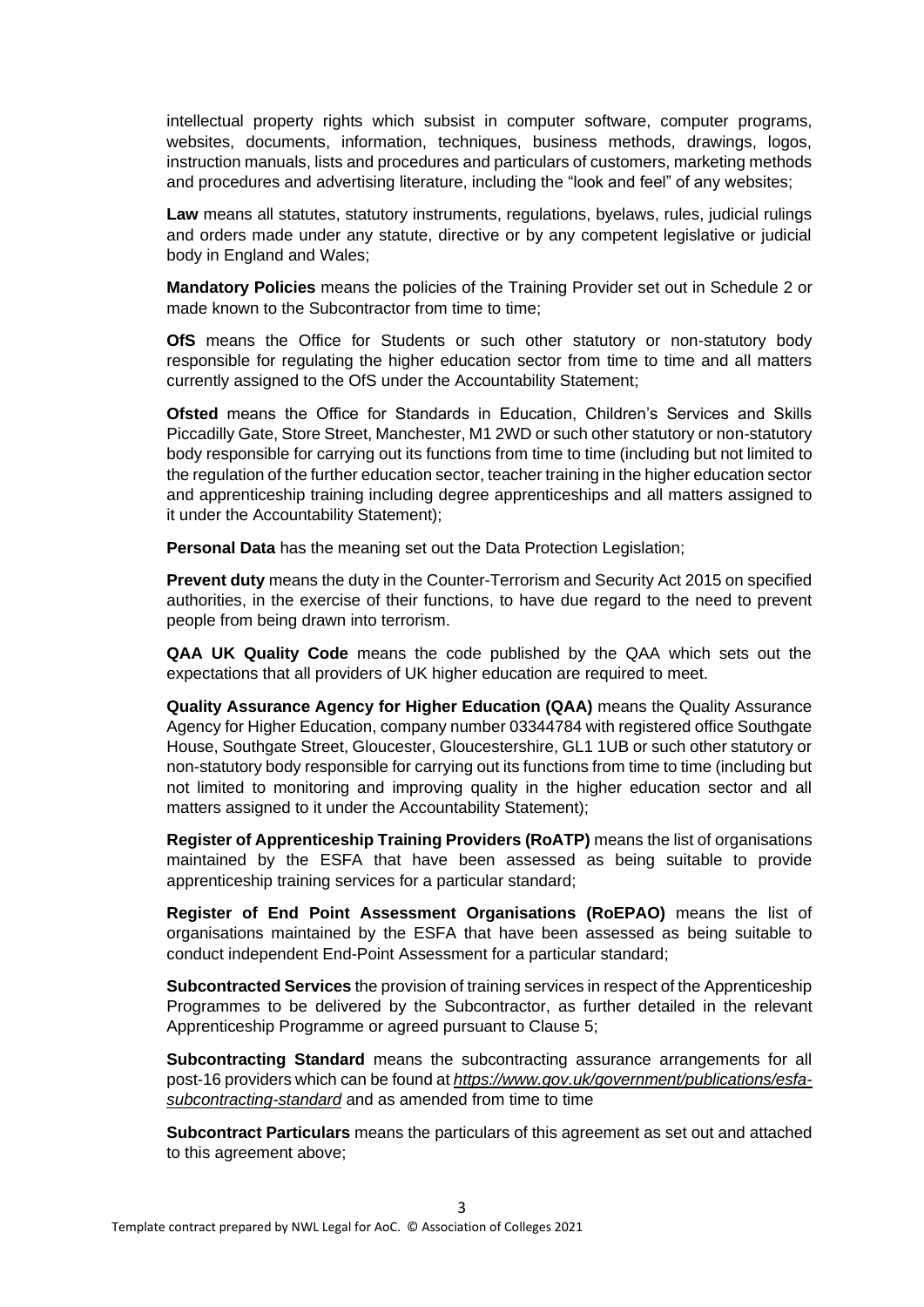intellectual property rights which subsist in computer software, computer programs, websites, documents, information, techniques, business methods, drawings, logos, instruction manuals, lists and procedures and particulars of customers, marketing methods and procedures and advertising literature, including the "look and feel" of any websites;

**Law** means all statutes, statutory instruments, regulations, byelaws, rules, judicial rulings and orders made under any statute, directive or by any competent legislative or judicial body in England and Wales;

**Mandatory Policies** means the policies of the Training Provider set out in Schedule 2 or made known to the Subcontractor from time to time;

**OfS** means the Office for Students or such other statutory or non-statutory body responsible for regulating the higher education sector from time to time and all matters currently assigned to the OfS under the Accountability Statement;

**Ofsted** means the Office for Standards in Education, Children's Services and Skills Piccadilly Gate, Store Street, Manchester, M1 2WD or such other statutory or non-statutory body responsible for carrying out its functions from time to time (including but not limited to the regulation of the further education sector, teacher training in the higher education sector and apprenticeship training including degree apprenticeships and all matters assigned to it under the Accountability Statement);

**Personal Data** has the meaning set out the Data Protection Legislation;

**Prevent duty** means the duty in the Counter-Terrorism and Security Act 2015 on specified authorities, in the exercise of their functions, to have due regard to the need to prevent people from being drawn into terrorism.

**QAA UK Quality Code** means the code published by the QAA which sets out the expectations that all providers of UK higher education are required to meet.

**Quality Assurance Agency for Higher Education (QAA)** means the Quality Assurance Agency for Higher Education, company number 03344784 with registered office Southgate House, Southgate Street, Gloucester, Gloucestershire, GL1 1UB or such other statutory or non-statutory body responsible for carrying out its functions from time to time (including but not limited to monitoring and improving quality in the higher education sector and all matters assigned to it under the Accountability Statement);

**Register of Apprenticeship Training Providers (RoATP)** means the list of organisations maintained by the ESFA that have been assessed as being suitable to provide apprenticeship training services for a particular standard;

**Register of End Point Assessment Organisations (RoEPAO)** means the list of organisations maintained by the ESFA that have been assessed as being suitable to conduct independent End-Point Assessment for a particular standard;

**Subcontracted Services** the provision of training services in respect of the Apprenticeship Programmes to be delivered by the Subcontractor, as further detailed in the relevant Apprenticeship Programme or agreed pursuant to Clause 5;

**Subcontracting Standard** means the subcontracting assurance arrangements for all post-16 providers which can be found at *https://www.gov.uk/government/publications/esfa-subcontracting-standard* and as amended from time to time

**Subcontract Particulars** means the particulars of this agreement as set out and attached to this agreement above;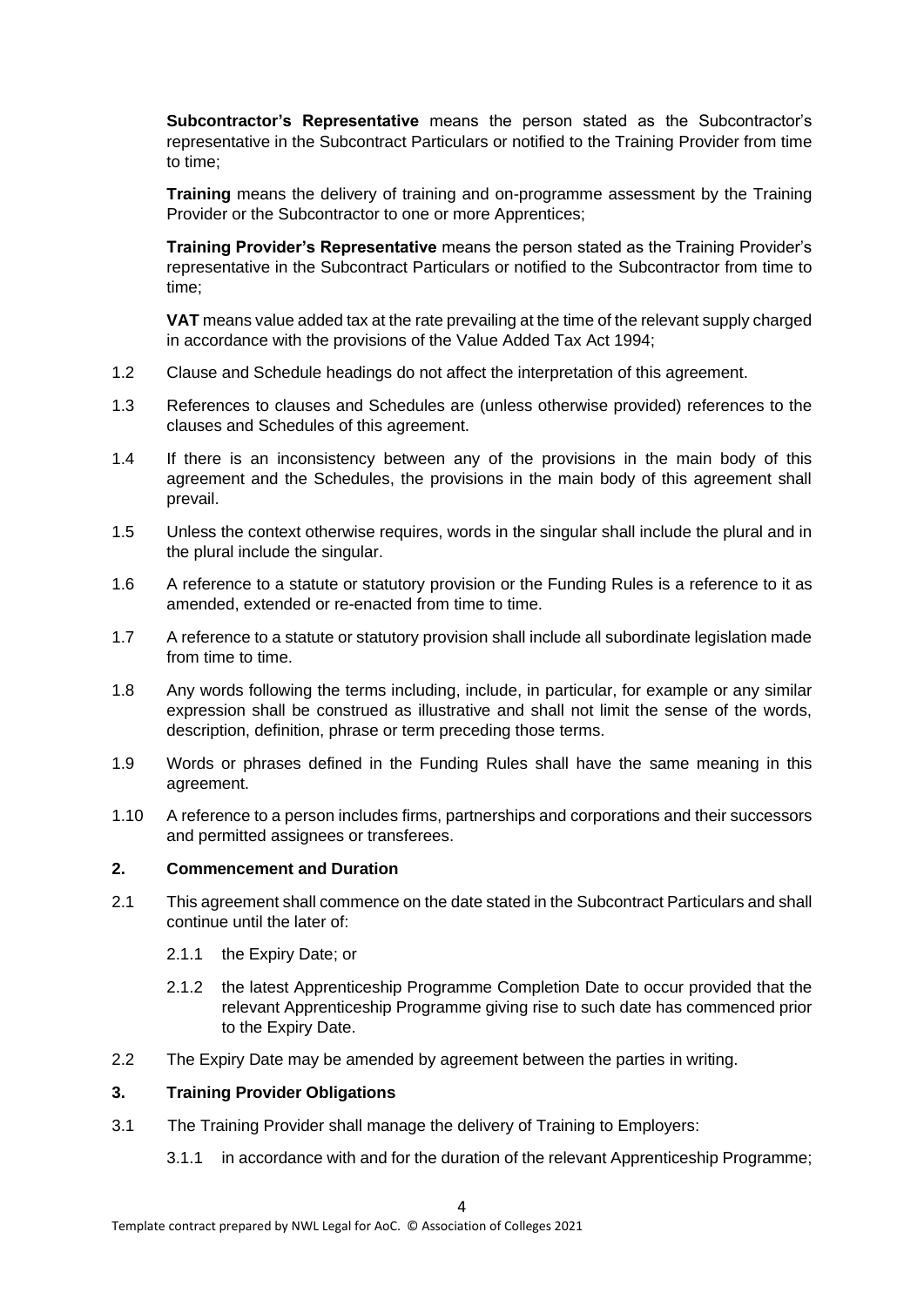**Subcontractor's Representative** means the person stated as the Subcontractor's representative in the Subcontract Particulars or notified to the Training Provider from time to time;

**Training** means the delivery of training and on-programme assessment by the Training Provider or the Subcontractor to one or more Apprentices;

**Training Provider's Representative** means the person stated as the Training Provider's representative in the Subcontract Particulars or notified to the Subcontractor from time to time;

**VAT** means value added tax at the rate prevailing at the time of the relevant supply charged in accordance with the provisions of the Value Added Tax Act 1994;

1.2 Clause and Schedule headings do not affect the interpretation of this agreement.

1.3 References to clauses and Schedules are (unless otherwise provided) references to the clauses and Schedules of this agreement.

1.4 If there is an inconsistency between any of the provisions in the main body of this agreement and the Schedules, the provisions in the main body of this agreement shall prevail.

1.5 Unless the context otherwise requires, words in the singular shall include the plural and in the plural include the singular.

1.6 A reference to a statute or statutory provision or the Funding Rules is a reference to it as amended, extended or re-enacted from time to time.

1.7 A reference to a statute or statutory provision shall include all subordinate legislation made from time to time.

1.8 Any words following the terms including, include, in particular, for example or any similar expression shall be construed as illustrative and shall not limit the sense of the words, description, definition, phrase or term preceding those terms.

1.9 Words or phrases defined in the Funding Rules shall have the same meaning in this agreement.

1.10 A reference to a person includes firms, partnerships and corporations and their successors and permitted assignees or transferees.

## 2. Commencement and Duration

2.1 This agreement shall commence on the date stated in the Subcontract Particulars and shall continue until the later of:

2.1.1 the Expiry Date; or

2.1.2 the latest Apprenticeship Programme Completion Date to occur provided that the relevant Apprenticeship Programme giving rise to such date has commenced prior to the Expiry Date.

2.2 The Expiry Date may be amended by agreement between the parties in writing.

## 3. Training Provider Obligations

3.1 The Training Provider shall manage the delivery of Training to Employers:

3.1.1 in accordance with and for the duration of the relevant Apprenticeship Programme;

Template contract prepared by NWL Legal for AoC. © Association of Colleges 2021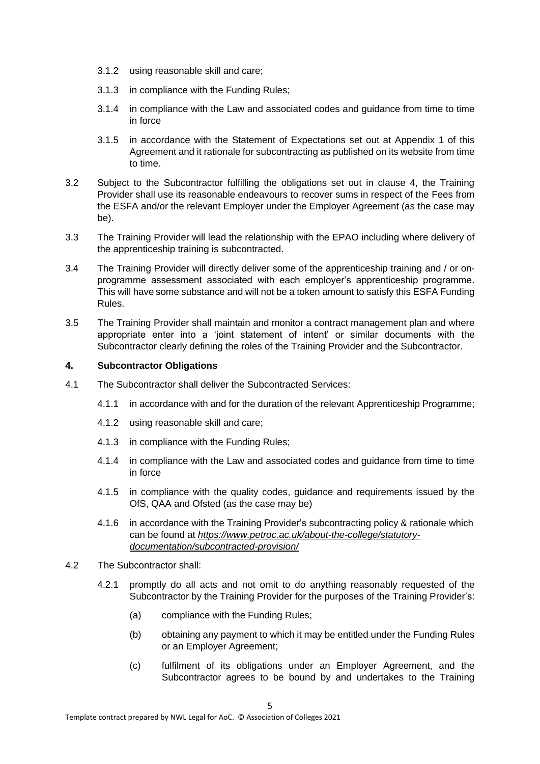3.1.2 using reasonable skill and care;

3.1.3 in compliance with the Funding Rules;

3.1.4 in compliance with the Law and associated codes and guidance from time to time in force

3.1.5 in accordance with the Statement of Expectations set out at Appendix 1 of this Agreement and it rationale for subcontracting as published on its website from time to time.

3.2 Subject to the Subcontractor fulfilling the obligations set out in clause 4, the Training Provider shall use its reasonable endeavours to recover sums in respect of the Fees from the ESFA and/or the relevant Employer under the Employer Agreement (as the case may be).

3.3 The Training Provider will lead the relationship with the EPAO including where delivery of the apprenticeship training is subcontracted.

3.4 The Training Provider will directly deliver some of the apprenticeship training and / or on-programme assessment associated with each employer's apprenticeship programme. This will have some substance and will not be a token amount to satisfy this ESFA Funding Rules.

3.5 The Training Provider shall maintain and monitor a contract management plan and where appropriate enter into a 'joint statement of intent' or similar documents with the Subcontractor clearly defining the roles of the Training Provider and the Subcontractor.

**4. Subcontractor Obligations**

4.1 The Subcontractor shall deliver the Subcontracted Services:

4.1.1 in accordance with and for the duration of the relevant Apprenticeship Programme;

4.1.2 using reasonable skill and care;

4.1.3 in compliance with the Funding Rules;

4.1.4 in compliance with the Law and associated codes and guidance from time to time in force

4.1.5 in compliance with the quality codes, guidance and requirements issued by the OfS, QAA and Ofsted (as the case may be)

4.1.6 in accordance with the Training Provider's subcontracting policy & rationale which can be found at *https://www.petroc.ac.uk/about-the-college/statutory-documentation/subcontracted-provision/*

4.2 The Subcontractor shall:

4.2.1 promptly do all acts and not omit to do anything reasonably requested of the Subcontractor by the Training Provider for the purposes of the Training Provider's:

(a) compliance with the Funding Rules;

(b) obtaining any payment to which it may be entitled under the Funding Rules or an Employer Agreement;

(c) fulfilment of its obligations under an Employer Agreement, and the Subcontractor agrees to be bound by and undertakes to the Training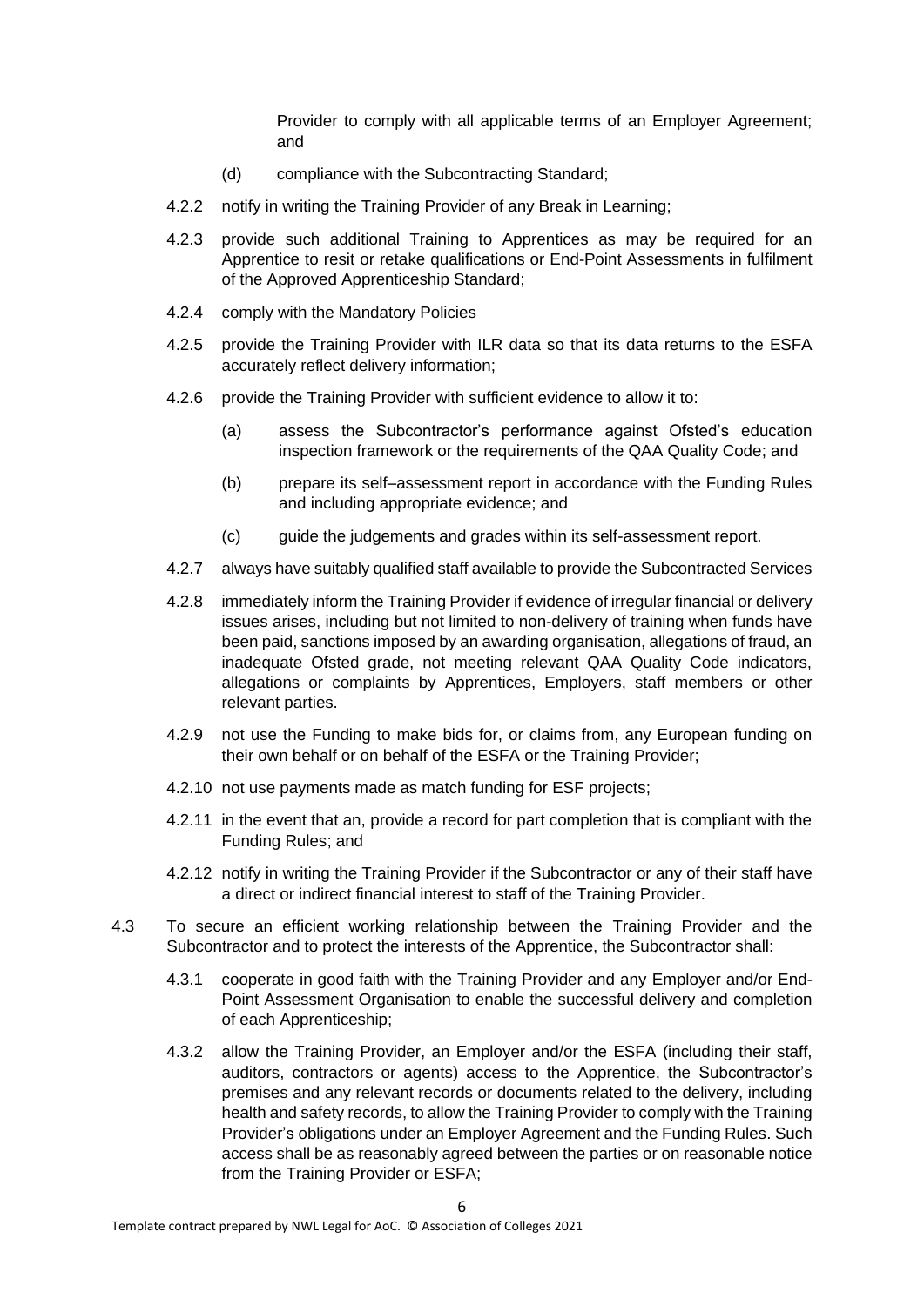Provider to comply with all applicable terms of an Employer Agreement; and

(d) compliance with the Subcontracting Standard;

4.2.2 notify in writing the Training Provider of any Break in Learning;

4.2.3 provide such additional Training to Apprentices as may be required for an Apprentice to resit or retake qualifications or End-Point Assessments in fulfilment of the Approved Apprenticeship Standard;

4.2.4 comply with the Mandatory Policies

4.2.5 provide the Training Provider with ILR data so that its data returns to the ESFA accurately reflect delivery information;

4.2.6 provide the Training Provider with sufficient evidence to allow it to:

(a) assess the Subcontractor's performance against Ofsted's education inspection framework or the requirements of the QAA Quality Code; and

(b) prepare its self–assessment report in accordance with the Funding Rules and including appropriate evidence; and

(c) guide the judgements and grades within its self-assessment report.

4.2.7 always have suitably qualified staff available to provide the Subcontracted Services

4.2.8 immediately inform the Training Provider if evidence of irregular financial or delivery issues arises, including but not limited to non-delivery of training when funds have been paid, sanctions imposed by an awarding organisation, allegations of fraud, an inadequate Ofsted grade, not meeting relevant QAA Quality Code indicators, allegations or complaints by Apprentices, Employers, staff members or other relevant parties.

4.2.9 not use the Funding to make bids for, or claims from, any European funding on their own behalf or on behalf of the ESFA or the Training Provider;

4.2.10 not use payments made as match funding for ESF projects;

4.2.11 in the event that an, provide a record for part completion that is compliant with the Funding Rules; and

4.2.12 notify in writing the Training Provider if the Subcontractor or any of their staff have a direct or indirect financial interest to staff of the Training Provider.

4.3 To secure an efficient working relationship between the Training Provider and the Subcontractor and to protect the interests of the Apprentice, the Subcontractor shall:

4.3.1 cooperate in good faith with the Training Provider and any Employer and/or End-Point Assessment Organisation to enable the successful delivery and completion of each Apprenticeship;

4.3.2 allow the Training Provider, an Employer and/or the ESFA (including their staff, auditors, contractors or agents) access to the Apprentice, the Subcontractor's premises and any relevant records or documents related to the delivery, including health and safety records, to allow the Training Provider to comply with the Training Provider's obligations under an Employer Agreement and the Funding Rules. Such access shall be as reasonably agreed between the parties or on reasonable notice from the Training Provider or ESFA;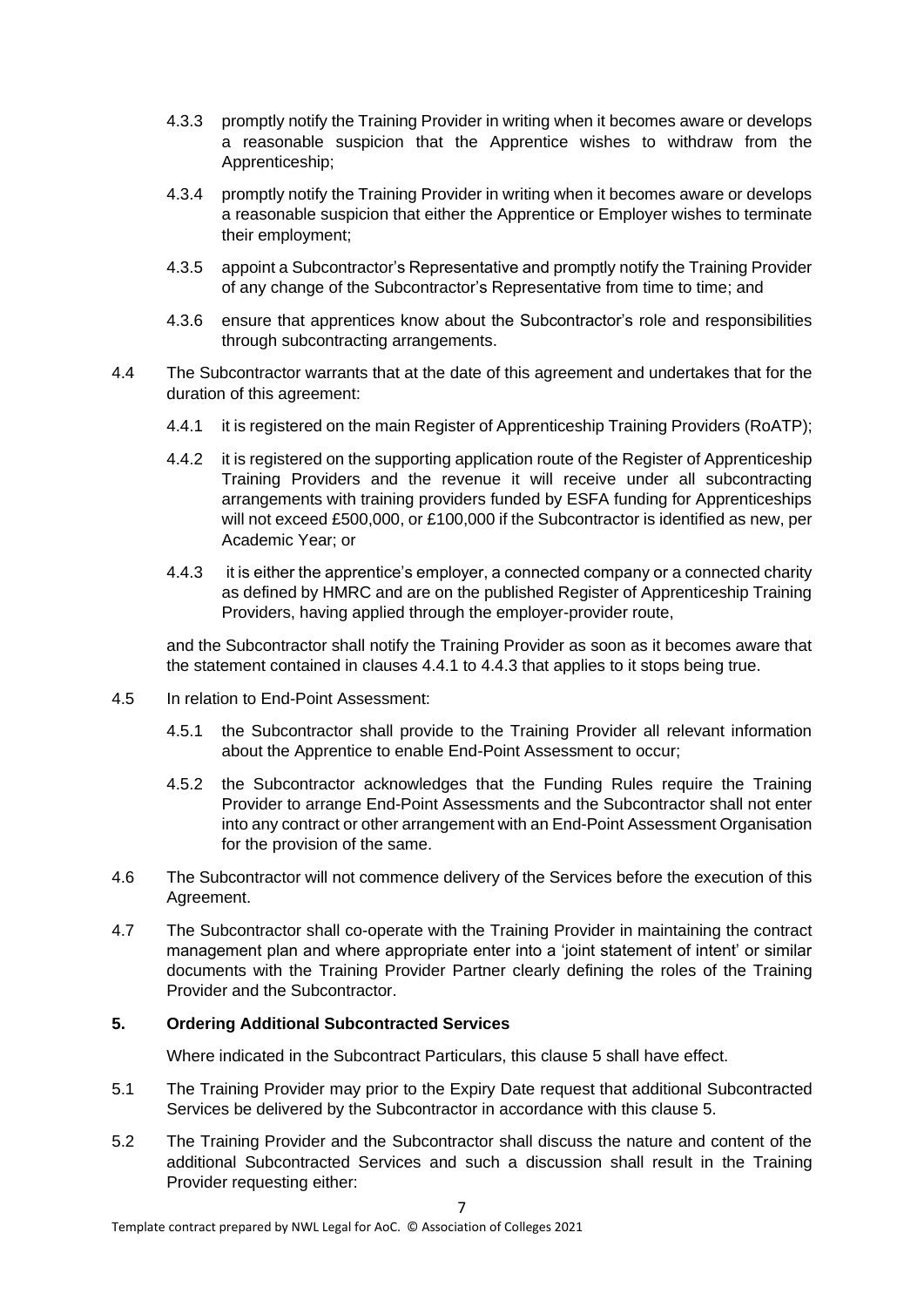4.3.3 promptly notify the Training Provider in writing when it becomes aware or develops a reasonable suspicion that the Apprentice wishes to withdraw from the Apprenticeship;

4.3.4 promptly notify the Training Provider in writing when it becomes aware or develops a reasonable suspicion that either the Apprentice or Employer wishes to terminate their employment;

4.3.5 appoint a Subcontractor's Representative and promptly notify the Training Provider of any change of the Subcontractor's Representative from time to time; and

4.3.6 ensure that apprentices know about the Subcontractor's role and responsibilities through subcontracting arrangements.

4.4 The Subcontractor warrants that at the date of this agreement and undertakes that for the duration of this agreement:

4.4.1 it is registered on the main Register of Apprenticeship Training Providers (RoATP);

4.4.2 it is registered on the supporting application route of the Register of Apprenticeship Training Providers and the revenue it will receive under all subcontracting arrangements with training providers funded by ESFA funding for Apprenticeships will not exceed £500,000, or £100,000 if the Subcontractor is identified as new, per Academic Year; or

4.4.3 it is either the apprentice's employer, a connected company or a connected charity as defined by HMRC and are on the published Register of Apprenticeship Training Providers, having applied through the employer-provider route,

and the Subcontractor shall notify the Training Provider as soon as it becomes aware that the statement contained in clauses 4.4.1 to 4.4.3 that applies to it stops being true.

4.5 In relation to End-Point Assessment:

4.5.1 the Subcontractor shall provide to the Training Provider all relevant information about the Apprentice to enable End-Point Assessment to occur;

4.5.2 the Subcontractor acknowledges that the Funding Rules require the Training Provider to arrange End-Point Assessments and the Subcontractor shall not enter into any contract or other arrangement with an End-Point Assessment Organisation for the provision of the same.

4.6 The Subcontractor will not commence delivery of the Services before the execution of this Agreement.

4.7 The Subcontractor shall co-operate with the Training Provider in maintaining the contract management plan and where appropriate enter into a 'joint statement of intent' or similar documents with the Training Provider Partner clearly defining the roles of the Training Provider and the Subcontractor.

**5. Ordering Additional Subcontracted Services**

Where indicated in the Subcontract Particulars, this clause 5 shall have effect.

5.1 The Training Provider may prior to the Expiry Date request that additional Subcontracted Services be delivered by the Subcontractor in accordance with this clause 5.

5.2 The Training Provider and the Subcontractor shall discuss the nature and content of the additional Subcontracted Services and such a discussion shall result in the Training Provider requesting either: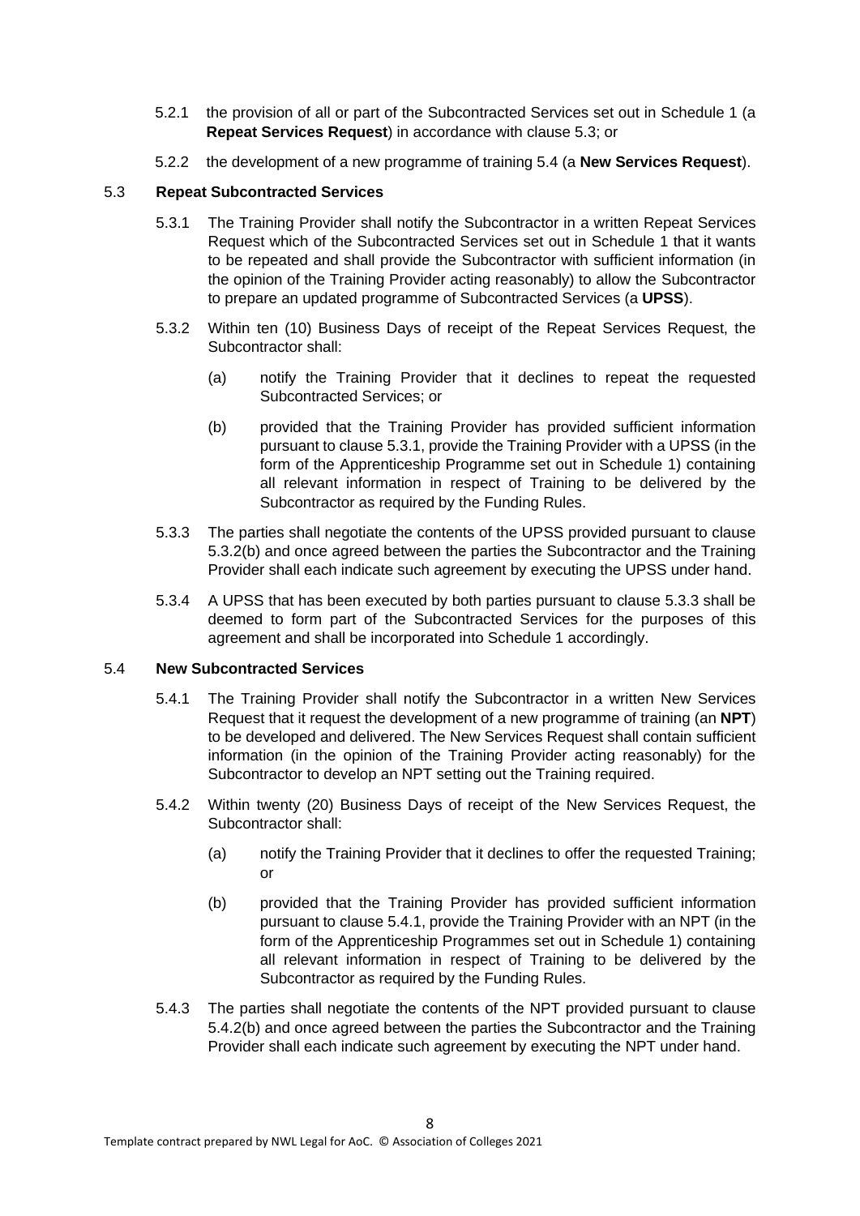5.2.1 the provision of all or part of the Subcontracted Services set out in Schedule 1 (a **Repeat Services Request**) in accordance with clause 5.3; or

5.2.2 the development of a new programme of training 5.4 (a **New Services Request**).

5.3 **Repeat Subcontracted Services**

5.3.1 The Training Provider shall notify the Subcontractor in a written Repeat Services Request which of the Subcontracted Services set out in Schedule 1 that it wants to be repeated and shall provide the Subcontractor with sufficient information (in the opinion of the Training Provider acting reasonably) to allow the Subcontractor to prepare an updated programme of Subcontracted Services (a **UPSS**).

5.3.2 Within ten (10) Business Days of receipt of the Repeat Services Request, the Subcontractor shall:

(a) notify the Training Provider that it declines to repeat the requested Subcontracted Services; or

(b) provided that the Training Provider has provided sufficient information pursuant to clause 5.3.1, provide the Training Provider with a UPSS (in the form of the Apprenticeship Programme set out in Schedule 1) containing all relevant information in respect of Training to be delivered by the Subcontractor as required by the Funding Rules.

5.3.3 The parties shall negotiate the contents of the UPSS provided pursuant to clause 5.3.2(b) and once agreed between the parties the Subcontractor and the Training Provider shall each indicate such agreement by executing the UPSS under hand.

5.3.4 A UPSS that has been executed by both parties pursuant to clause 5.3.3 shall be deemed to form part of the Subcontracted Services for the purposes of this agreement and shall be incorporated into Schedule 1 accordingly.

5.4 **New Subcontracted Services**

5.4.1 The Training Provider shall notify the Subcontractor in a written New Services Request that it request the development of a new programme of training (an **NPT**) to be developed and delivered. The New Services Request shall contain sufficient information (in the opinion of the Training Provider acting reasonably) for the Subcontractor to develop an NPT setting out the Training required.

5.4.2 Within twenty (20) Business Days of receipt of the New Services Request, the Subcontractor shall:

(a) notify the Training Provider that it declines to offer the requested Training; or

(b) provided that the Training Provider has provided sufficient information pursuant to clause 5.4.1, provide the Training Provider with an NPT (in the form of the Apprenticeship Programmes set out in Schedule 1) containing all relevant information in respect of Training to be delivered by the Subcontractor as required by the Funding Rules.

5.4.3 The parties shall negotiate the contents of the NPT provided pursuant to clause 5.4.2(b) and once agreed between the parties the Subcontractor and the Training Provider shall each indicate such agreement by executing the NPT under hand.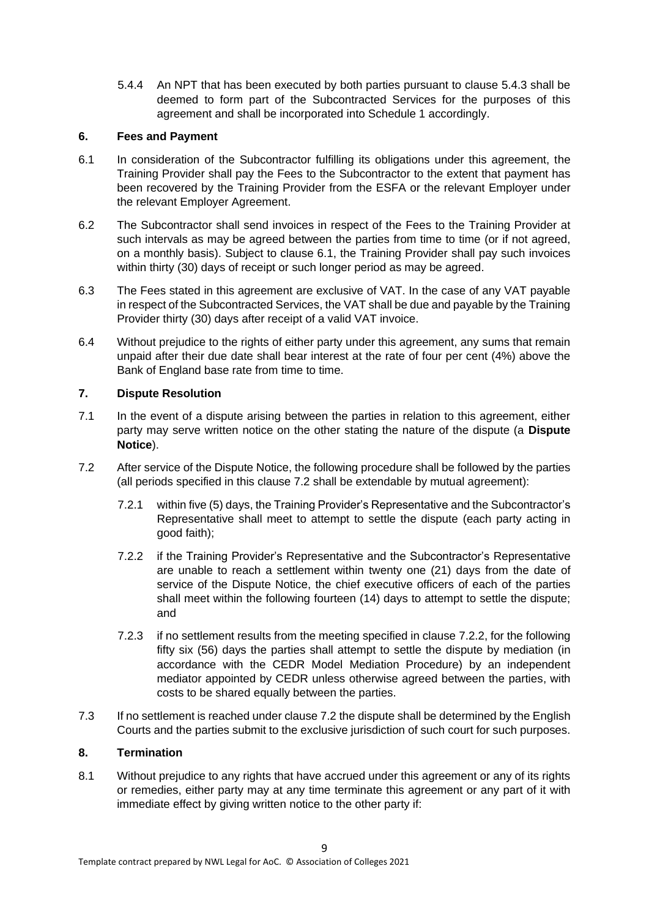5.4.4 An NPT that has been executed by both parties pursuant to clause 5.4.3 shall be deemed to form part of the Subcontracted Services for the purposes of this agreement and shall be incorporated into Schedule 1 accordingly.

## 6. Fees and Payment

6.1 In consideration of the Subcontractor fulfilling its obligations under this agreement, the Training Provider shall pay the Fees to the Subcontractor to the extent that payment has been recovered by the Training Provider from the ESFA or the relevant Employer under the relevant Employer Agreement.

6.2 The Subcontractor shall send invoices in respect of the Fees to the Training Provider at such intervals as may be agreed between the parties from time to time (or if not agreed, on a monthly basis). Subject to clause 6.1, the Training Provider shall pay such invoices within thirty (30) days of receipt or such longer period as may be agreed.

6.3 The Fees stated in this agreement are exclusive of VAT. In the case of any VAT payable in respect of the Subcontracted Services, the VAT shall be due and payable by the Training Provider thirty (30) days after receipt of a valid VAT invoice.

6.4 Without prejudice to the rights of either party under this agreement, any sums that remain unpaid after their due date shall bear interest at the rate of four per cent (4%) above the Bank of England base rate from time to time.

## 7. Dispute Resolution

7.1 In the event of a dispute arising between the parties in relation to this agreement, either party may serve written notice on the other stating the nature of the dispute (a **Dispute Notice**).

7.2 After service of the Dispute Notice, the following procedure shall be followed by the parties (all periods specified in this clause 7.2 shall be extendable by mutual agreement):

7.2.1 within five (5) days, the Training Provider's Representative and the Subcontractor's Representative shall meet to attempt to settle the dispute (each party acting in good faith);

7.2.2 if the Training Provider's Representative and the Subcontractor's Representative are unable to reach a settlement within twenty one (21) days from the date of service of the Dispute Notice, the chief executive officers of each of the parties shall meet within the following fourteen (14) days to attempt to settle the dispute; and

7.2.3 if no settlement results from the meeting specified in clause 7.2.2, for the following fifty six (56) days the parties shall attempt to settle the dispute by mediation (in accordance with the CEDR Model Mediation Procedure) by an independent mediator appointed by CEDR unless otherwise agreed between the parties, with costs to be shared equally between the parties.

7.3 If no settlement is reached under clause 7.2 the dispute shall be determined by the English Courts and the parties submit to the exclusive jurisdiction of such court for such purposes.

## 8. Termination

8.1 Without prejudice to any rights that have accrued under this agreement or any of its rights or remedies, either party may at any time terminate this agreement or any part of it with immediate effect by giving written notice to the other party if: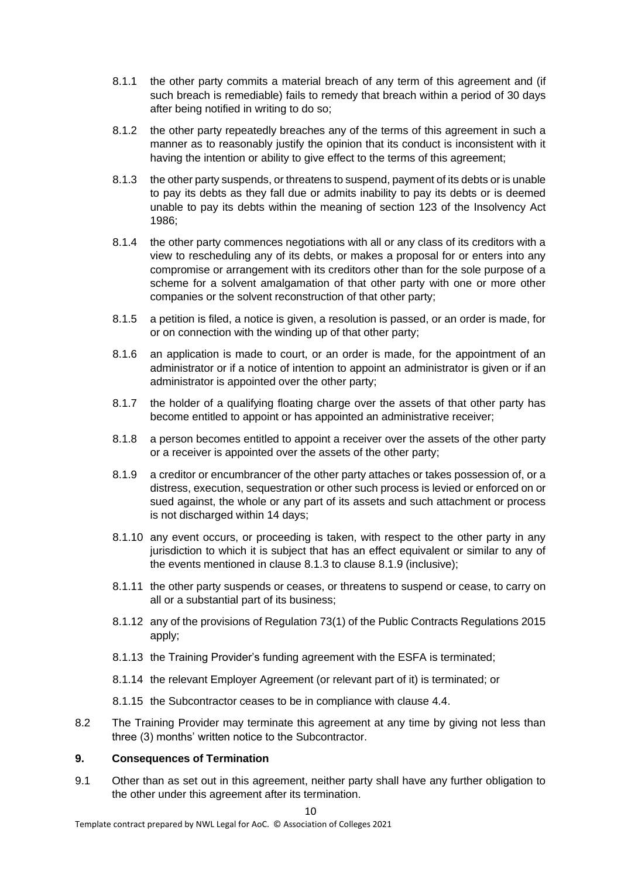8.1.1 the other party commits a material breach of any term of this agreement and (if such breach is remediable) fails to remedy that breach within a period of 30 days after being notified in writing to do so;

8.1.2 the other party repeatedly breaches any of the terms of this agreement in such a manner as to reasonably justify the opinion that its conduct is inconsistent with it having the intention or ability to give effect to the terms of this agreement;

8.1.3 the other party suspends, or threatens to suspend, payment of its debts or is unable to pay its debts as they fall due or admits inability to pay its debts or is deemed unable to pay its debts within the meaning of section 123 of the Insolvency Act 1986;

8.1.4 the other party commences negotiations with all or any class of its creditors with a view to rescheduling any of its debts, or makes a proposal for or enters into any compromise or arrangement with its creditors other than for the sole purpose of a scheme for a solvent amalgamation of that other party with one or more other companies or the solvent reconstruction of that other party;

8.1.5 a petition is filed, a notice is given, a resolution is passed, or an order is made, for or on connection with the winding up of that other party;

8.1.6 an application is made to court, or an order is made, for the appointment of an administrator or if a notice of intention to appoint an administrator is given or if an administrator is appointed over the other party;

8.1.7 the holder of a qualifying floating charge over the assets of that other party has become entitled to appoint or has appointed an administrative receiver;

8.1.8 a person becomes entitled to appoint a receiver over the assets of the other party or a receiver is appointed over the assets of the other party;

8.1.9 a creditor or encumbrancer of the other party attaches or takes possession of, or a distress, execution, sequestration or other such process is levied or enforced on or sued against, the whole or any part of its assets and such attachment or process is not discharged within 14 days;

8.1.10 any event occurs, or proceeding is taken, with respect to the other party in any jurisdiction to which it is subject that has an effect equivalent or similar to any of the events mentioned in clause 8.1.3 to clause 8.1.9 (inclusive);

8.1.11 the other party suspends or ceases, or threatens to suspend or cease, to carry on all or a substantial part of its business;

8.1.12 any of the provisions of Regulation 73(1) of the Public Contracts Regulations 2015 apply;

8.1.13 the Training Provider's funding agreement with the ESFA is terminated;

8.1.14 the relevant Employer Agreement (or relevant part of it) is terminated; or

8.1.15 the Subcontractor ceases to be in compliance with clause 4.4.

8.2 The Training Provider may terminate this agreement at any time by giving not less than three (3) months' written notice to the Subcontractor.

## 9. Consequences of Termination

9.1 Other than as set out in this agreement, neither party shall have any further obligation to the other under this agreement after its termination.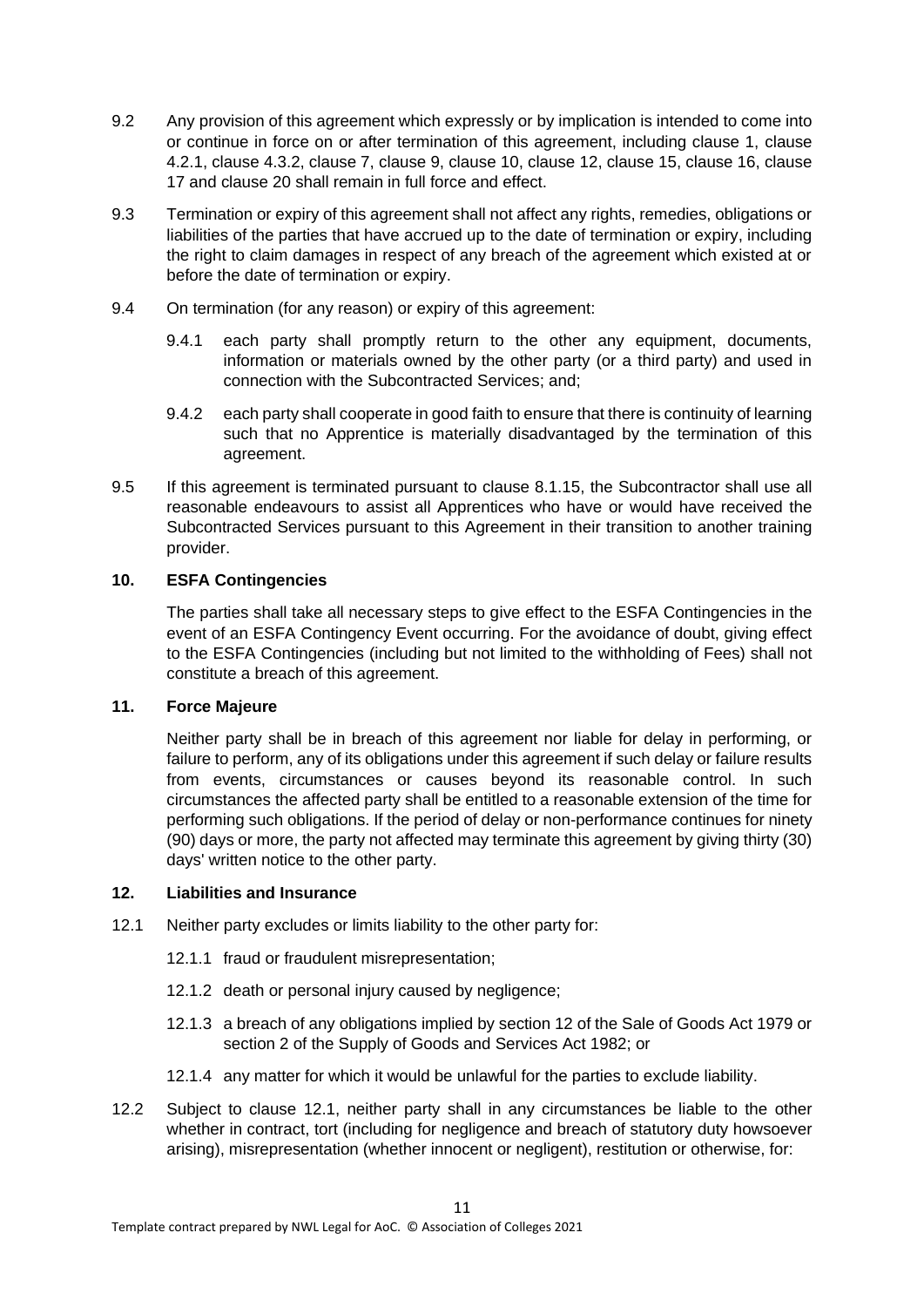9.2 Any provision of this agreement which expressly or by implication is intended to come into or continue in force on or after termination of this agreement, including clause 1, clause 4.2.1, clause 4.3.2, clause 7, clause 9, clause 10, clause 12, clause 15, clause 16, clause 17 and clause 20 shall remain in full force and effect.

9.3 Termination or expiry of this agreement shall not affect any rights, remedies, obligations or liabilities of the parties that have accrued up to the date of termination or expiry, including the right to claim damages in respect of any breach of the agreement which existed at or before the date of termination or expiry.

9.4 On termination (for any reason) or expiry of this agreement:

9.4.1 each party shall promptly return to the other any equipment, documents, information or materials owned by the other party (or a third party) and used in connection with the Subcontracted Services; and;

9.4.2 each party shall cooperate in good faith to ensure that there is continuity of learning such that no Apprentice is materially disadvantaged by the termination of this agreement.

9.5 If this agreement is terminated pursuant to clause 8.1.15, the Subcontractor shall use all reasonable endeavours to assist all Apprentices who have or would have received the Subcontracted Services pursuant to this Agreement in their transition to another training provider.

**10. ESFA Contingencies**

The parties shall take all necessary steps to give effect to the ESFA Contingencies in the event of an ESFA Contingency Event occurring. For the avoidance of doubt, giving effect to the ESFA Contingencies (including but not limited to the withholding of Fees) shall not constitute a breach of this agreement.

**11. Force Majeure**

Neither party shall be in breach of this agreement nor liable for delay in performing, or failure to perform, any of its obligations under this agreement if such delay or failure results from events, circumstances or causes beyond its reasonable control. In such circumstances the affected party shall be entitled to a reasonable extension of the time for performing such obligations. If the period of delay or non-performance continues for ninety (90) days or more, the party not affected may terminate this agreement by giving thirty (30) days' written notice to the other party.

**12. Liabilities and Insurance**

12.1 Neither party excludes or limits liability to the other party for:

12.1.1 fraud or fraudulent misrepresentation;

12.1.2 death or personal injury caused by negligence;

12.1.3 a breach of any obligations implied by section 12 of the Sale of Goods Act 1979 or section 2 of the Supply of Goods and Services Act 1982; or

12.1.4 any matter for which it would be unlawful for the parties to exclude liability.

12.2 Subject to clause 12.1, neither party shall in any circumstances be liable to the other whether in contract, tort (including for negligence and breach of statutory duty howsoever arising), misrepresentation (whether innocent or negligent), restitution or otherwise, for: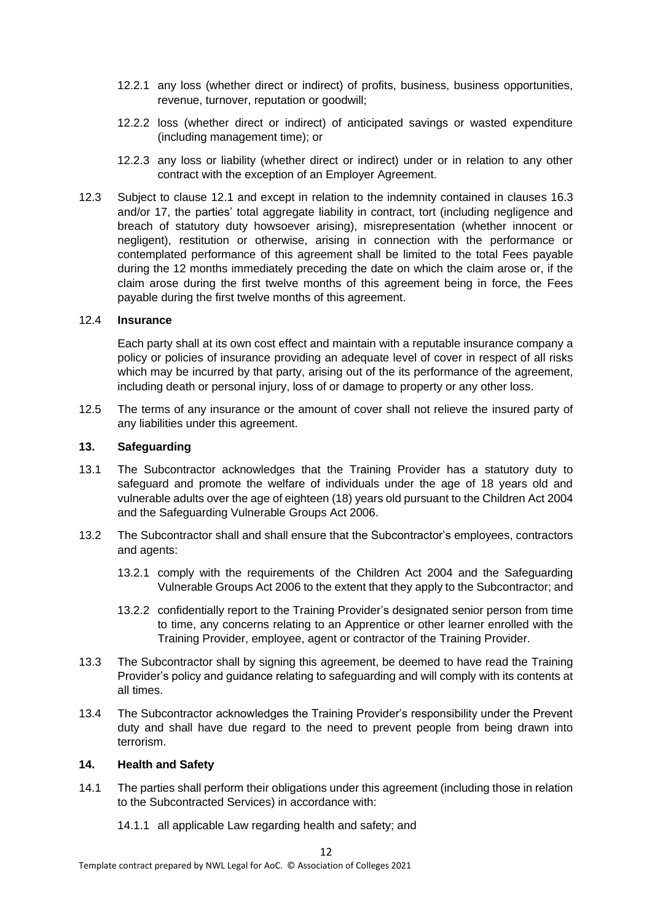12.2.1 any loss (whether direct or indirect) of profits, business, business opportunities, revenue, turnover, reputation or goodwill;

12.2.2 loss (whether direct or indirect) of anticipated savings or wasted expenditure (including management time); or

12.2.3 any loss or liability (whether direct or indirect) under or in relation to any other contract with the exception of an Employer Agreement.

12.3 Subject to clause 12.1 and except in relation to the indemnity contained in clauses 16.3 and/or 17, the parties' total aggregate liability in contract, tort (including negligence and breach of statutory duty howsoever arising), misrepresentation (whether innocent or negligent), restitution or otherwise, arising in connection with the performance or contemplated performance of this agreement shall be limited to the total Fees payable during the 12 months immediately preceding the date on which the claim arose or, if the claim arose during the first twelve months of this agreement being in force, the Fees payable during the first twelve months of this agreement.

12.4 **Insurance**

Each party shall at its own cost effect and maintain with a reputable insurance company a policy or policies of insurance providing an adequate level of cover in respect of all risks which may be incurred by that party, arising out of the its performance of the agreement, including death or personal injury, loss of or damage to property or any other loss.

12.5 The terms of any insurance or the amount of cover shall not relieve the insured party of any liabilities under this agreement.

**13. Safeguarding**

13.1 The Subcontractor acknowledges that the Training Provider has a statutory duty to safeguard and promote the welfare of individuals under the age of 18 years old and vulnerable adults over the age of eighteen (18) years old pursuant to the Children Act 2004 and the Safeguarding Vulnerable Groups Act 2006.

13.2 The Subcontractor shall and shall ensure that the Subcontractor's employees, contractors and agents:

13.2.1 comply with the requirements of the Children Act 2004 and the Safeguarding Vulnerable Groups Act 2006 to the extent that they apply to the Subcontractor; and

13.2.2 confidentially report to the Training Provider's designated senior person from time to time, any concerns relating to an Apprentice or other learner enrolled with the Training Provider, employee, agent or contractor of the Training Provider.

13.3 The Subcontractor shall by signing this agreement, be deemed to have read the Training Provider's policy and guidance relating to safeguarding and will comply with its contents at all times.

13.4 The Subcontractor acknowledges the Training Provider's responsibility under the Prevent duty and shall have due regard to the need to prevent people from being drawn into terrorism.

**14. Health and Safety**

14.1 The parties shall perform their obligations under this agreement (including those in relation to the Subcontracted Services) in accordance with:

14.1.1 all applicable Law regarding health and safety; and

Template contract prepared by NWL Legal for AoC. © Association of Colleges 2021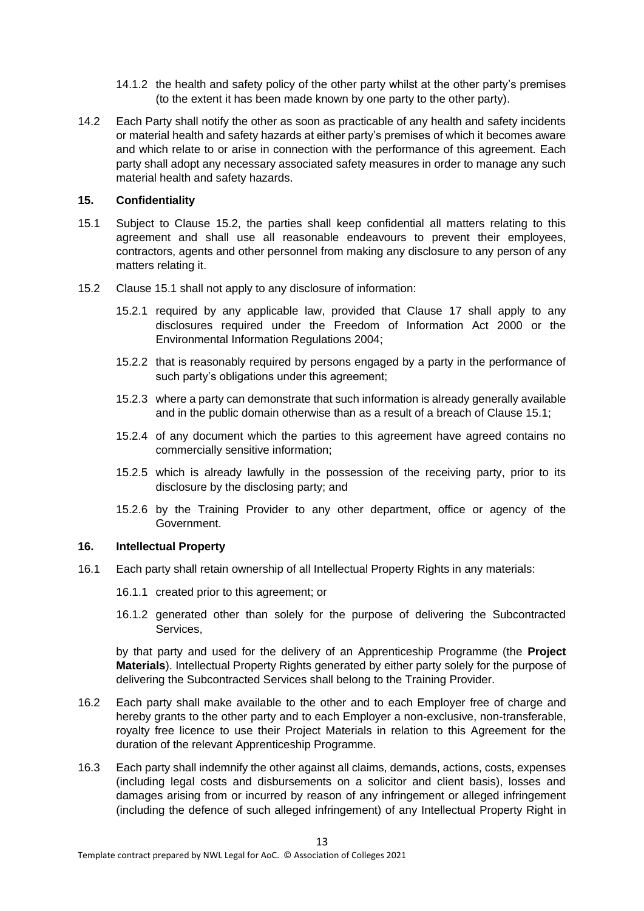14.1.2 the health and safety policy of the other party whilst at the other party's premises (to the extent it has been made known by one party to the other party).

14.2 Each Party shall notify the other as soon as practicable of any health and safety incidents or material health and safety hazards at either party's premises of which it becomes aware and which relate to or arise in connection with the performance of this agreement. Each party shall adopt any necessary associated safety measures in order to manage any such material health and safety hazards.

## 15. Confidentiality

15.1 Subject to Clause 15.2, the parties shall keep confidential all matters relating to this agreement and shall use all reasonable endeavours to prevent their employees, contractors, agents and other personnel from making any disclosure to any person of any matters relating it.

15.2 Clause 15.1 shall not apply to any disclosure of information:

15.2.1 required by any applicable law, provided that Clause 17 shall apply to any disclosures required under the Freedom of Information Act 2000 or the Environmental Information Regulations 2004;

15.2.2 that is reasonably required by persons engaged by a party in the performance of such party's obligations under this agreement;

15.2.3 where a party can demonstrate that such information is already generally available and in the public domain otherwise than as a result of a breach of Clause 15.1;

15.2.4 of any document which the parties to this agreement have agreed contains no commercially sensitive information;

15.2.5 which is already lawfully in the possession of the receiving party, prior to its disclosure by the disclosing party; and

15.2.6 by the Training Provider to any other department, office or agency of the Government.

## 16. Intellectual Property

16.1 Each party shall retain ownership of all Intellectual Property Rights in any materials:

16.1.1 created prior to this agreement; or

16.1.2 generated other than solely for the purpose of delivering the Subcontracted Services,

by that party and used for the delivery of an Apprenticeship Programme (the **Project Materials**). Intellectual Property Rights generated by either party solely for the purpose of delivering the Subcontracted Services shall belong to the Training Provider.

16.2 Each party shall make available to the other and to each Employer free of charge and hereby grants to the other party and to each Employer a non-exclusive, non-transferable, royalty free licence to use their Project Materials in relation to this Agreement for the duration of the relevant Apprenticeship Programme.

16.3 Each party shall indemnify the other against all claims, demands, actions, costs, expenses (including legal costs and disbursements on a solicitor and client basis), losses and damages arising from or incurred by reason of any infringement or alleged infringement (including the defence of such alleged infringement) of any Intellectual Property Right in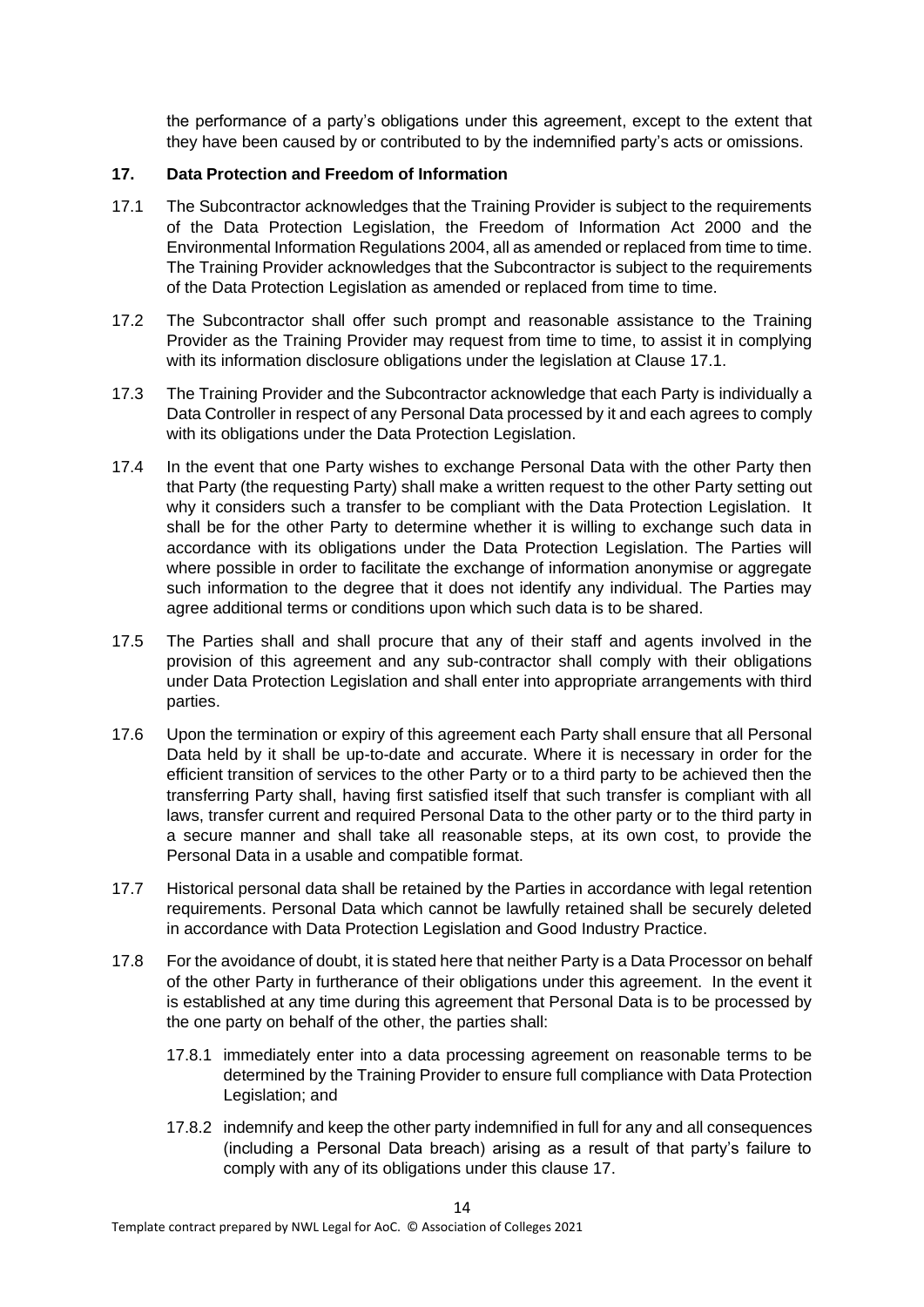the performance of a party's obligations under this agreement, except to the extent that they have been caused by or contributed to by the indemnified party's acts or omissions.

## 17. Data Protection and Freedom of Information

17.1 The Subcontractor acknowledges that the Training Provider is subject to the requirements of the Data Protection Legislation, the Freedom of Information Act 2000 and the Environmental Information Regulations 2004, all as amended or replaced from time to time. The Training Provider acknowledges that the Subcontractor is subject to the requirements of the Data Protection Legislation as amended or replaced from time to time.

17.2 The Subcontractor shall offer such prompt and reasonable assistance to the Training Provider as the Training Provider may request from time to time, to assist it in complying with its information disclosure obligations under the legislation at Clause 17.1.

17.3 The Training Provider and the Subcontractor acknowledge that each Party is individually a Data Controller in respect of any Personal Data processed by it and each agrees to comply with its obligations under the Data Protection Legislation.

17.4 In the event that one Party wishes to exchange Personal Data with the other Party then that Party (the requesting Party) shall make a written request to the other Party setting out why it considers such a transfer to be compliant with the Data Protection Legislation. It shall be for the other Party to determine whether it is willing to exchange such data in accordance with its obligations under the Data Protection Legislation. The Parties will where possible in order to facilitate the exchange of information anonymise or aggregate such information to the degree that it does not identify any individual. The Parties may agree additional terms or conditions upon which such data is to be shared.

17.5 The Parties shall and shall procure that any of their staff and agents involved in the provision of this agreement and any sub-contractor shall comply with their obligations under Data Protection Legislation and shall enter into appropriate arrangements with third parties.

17.6 Upon the termination or expiry of this agreement each Party shall ensure that all Personal Data held by it shall be up-to-date and accurate. Where it is necessary in order for the efficient transition of services to the other Party or to a third party to be achieved then the transferring Party shall, having first satisfied itself that such transfer is compliant with all laws, transfer current and required Personal Data to the other party or to the third party in a secure manner and shall take all reasonable steps, at its own cost, to provide the Personal Data in a usable and compatible format.

17.7 Historical personal data shall be retained by the Parties in accordance with legal retention requirements. Personal Data which cannot be lawfully retained shall be securely deleted in accordance with Data Protection Legislation and Good Industry Practice.

17.8 For the avoidance of doubt, it is stated here that neither Party is a Data Processor on behalf of the other Party in furtherance of their obligations under this agreement. In the event it is established at any time during this agreement that Personal Data is to be processed by the one party on behalf of the other, the parties shall:

17.8.1 immediately enter into a data processing agreement on reasonable terms to be determined by the Training Provider to ensure full compliance with Data Protection Legislation; and

17.8.2 indemnify and keep the other party indemnified in full for any and all consequences (including a Personal Data breach) arising as a result of that party's failure to comply with any of its obligations under this clause 17.

Template contract prepared by NWL Legal for AoC. © Association of Colleges 2021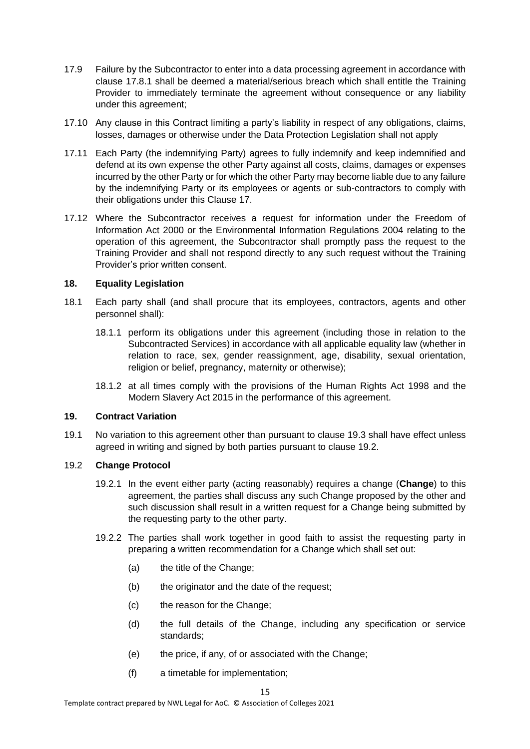17.9 Failure by the Subcontractor to enter into a data processing agreement in accordance with clause 17.8.1 shall be deemed a material/serious breach which shall entitle the Training Provider to immediately terminate the agreement without consequence or any liability under this agreement;

17.10 Any clause in this Contract limiting a party's liability in respect of any obligations, claims, losses, damages or otherwise under the Data Protection Legislation shall not apply

17.11 Each Party (the indemnifying Party) agrees to fully indemnify and keep indemnified and defend at its own expense the other Party against all costs, claims, damages or expenses incurred by the other Party or for which the other Party may become liable due to any failure by the indemnifying Party or its employees or agents or sub-contractors to comply with their obligations under this Clause 17.

17.12 Where the Subcontractor receives a request for information under the Freedom of Information Act 2000 or the Environmental Information Regulations 2004 relating to the operation of this agreement, the Subcontractor shall promptly pass the request to the Training Provider and shall not respond directly to any such request without the Training Provider's prior written consent.

## 18. Equality Legislation

18.1 Each party shall (and shall procure that its employees, contractors, agents and other personnel shall):

18.1.1 perform its obligations under this agreement (including those in relation to the Subcontracted Services) in accordance with all applicable equality law (whether in relation to race, sex, gender reassignment, age, disability, sexual orientation, religion or belief, pregnancy, maternity or otherwise);

18.1.2 at all times comply with the provisions of the Human Rights Act 1998 and the Modern Slavery Act 2015 in the performance of this agreement.

## 19. Contract Variation

19.1 No variation to this agreement other than pursuant to clause 19.3 shall have effect unless agreed in writing and signed by both parties pursuant to clause 19.2.

19.2 **Change Protocol**

19.2.1 In the event either party (acting reasonably) requires a change (**Change**) to this agreement, the parties shall discuss any such Change proposed by the other and such discussion shall result in a written request for a Change being submitted by the requesting party to the other party.

19.2.2 The parties shall work together in good faith to assist the requesting party in preparing a written recommendation for a Change which shall set out:

(a) the title of the Change;

(b) the originator and the date of the request;

(c) the reason for the Change;

(d) the full details of the Change, including any specification or service standards;

(e) the price, if any, of or associated with the Change;

(f) a timetable for implementation;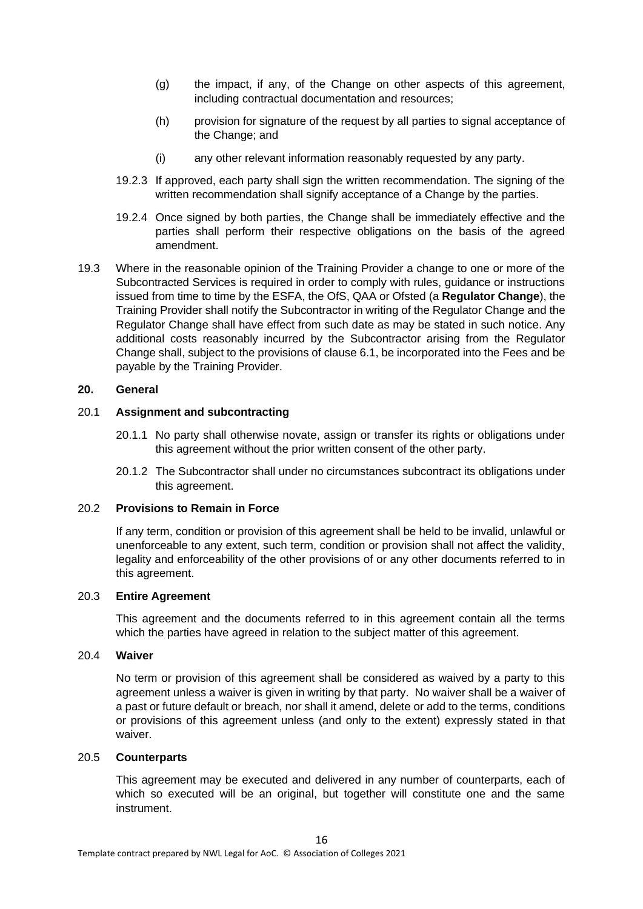(g) the impact, if any, of the Change on other aspects of this agreement, including contractual documentation and resources;

(h) provision for signature of the request by all parties to signal acceptance of the Change; and

(i) any other relevant information reasonably requested by any party.

19.2.3 If approved, each party shall sign the written recommendation. The signing of the written recommendation shall signify acceptance of a Change by the parties.

19.2.4 Once signed by both parties, the Change shall be immediately effective and the parties shall perform their respective obligations on the basis of the agreed amendment.

19.3 Where in the reasonable opinion of the Training Provider a change to one or more of the Subcontracted Services is required in order to comply with rules, guidance or instructions issued from time to time by the ESFA, the OfS, QAA or Ofsted (a **Regulator Change**), the Training Provider shall notify the Subcontractor in writing of the Regulator Change and the Regulator Change shall have effect from such date as may be stated in such notice. Any additional costs reasonably incurred by the Subcontractor arising from the Regulator Change shall, subject to the provisions of clause 6.1, be incorporated into the Fees and be payable by the Training Provider.

**20. General**

20.1 **Assignment and subcontracting**

20.1.1 No party shall otherwise novate, assign or transfer its rights or obligations under this agreement without the prior written consent of the other party.

20.1.2 The Subcontractor shall under no circumstances subcontract its obligations under this agreement.

20.2 **Provisions to Remain in Force**

If any term, condition or provision of this agreement shall be held to be invalid, unlawful or unenforceable to any extent, such term, condition or provision shall not affect the validity, legality and enforceability of the other provisions of or any other documents referred to in this agreement.

20.3 **Entire Agreement**

This agreement and the documents referred to in this agreement contain all the terms which the parties have agreed in relation to the subject matter of this agreement.

20.4 **Waiver**

No term or provision of this agreement shall be considered as waived by a party to this agreement unless a waiver is given in writing by that party. No waiver shall be a waiver of a past or future default or breach, nor shall it amend, delete or add to the terms, conditions or provisions of this agreement unless (and only to the extent) expressly stated in that waiver.

20.5 **Counterparts**

This agreement may be executed and delivered in any number of counterparts, each of which so executed will be an original, but together will constitute one and the same instrument.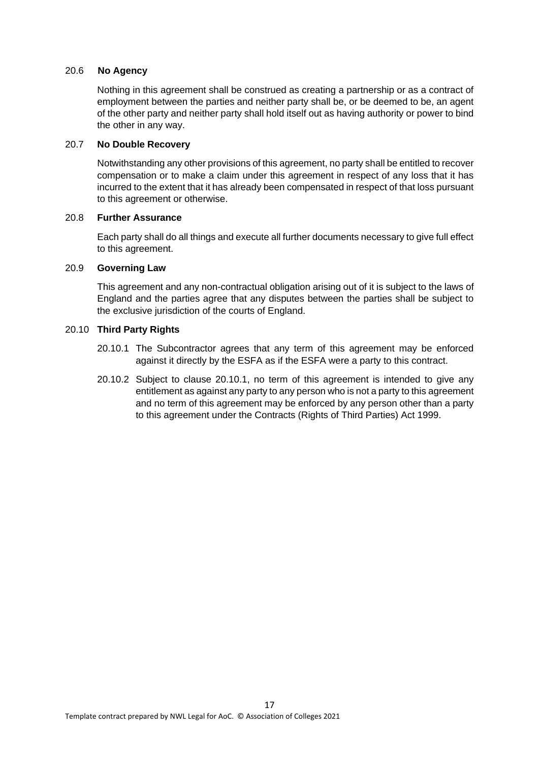### 20.6 **No Agency**

Nothing in this agreement shall be construed as creating a partnership or as a contract of employment between the parties and neither party shall be, or be deemed to be, an agent of the other party and neither party shall hold itself out as having authority or power to bind the other in any way.

### 20.7 **No Double Recovery**

Notwithstanding any other provisions of this agreement, no party shall be entitled to recover compensation or to make a claim under this agreement in respect of any loss that it has incurred to the extent that it has already been compensated in respect of that loss pursuant to this agreement or otherwise.

### 20.8 **Further Assurance**

Each party shall do all things and execute all further documents necessary to give full effect to this agreement.

### 20.9 **Governing Law**

This agreement and any non-contractual obligation arising out of it is subject to the laws of England and the parties agree that any disputes between the parties shall be subject to the exclusive jurisdiction of the courts of England.

### 20.10 **Third Party Rights**

20.10.1 The Subcontractor agrees that any term of this agreement may be enforced against it directly by the ESFA as if the ESFA were a party to this contract.

20.10.2 Subject to clause 20.10.1, no term of this agreement is intended to give any entitlement as against any party to any person who is not a party to this agreement and no term of this agreement may be enforced by any person other than a party to this agreement under the Contracts (Rights of Third Parties) Act 1999.

Template contract prepared by NWL Legal for AoC. © Association of Colleges 2021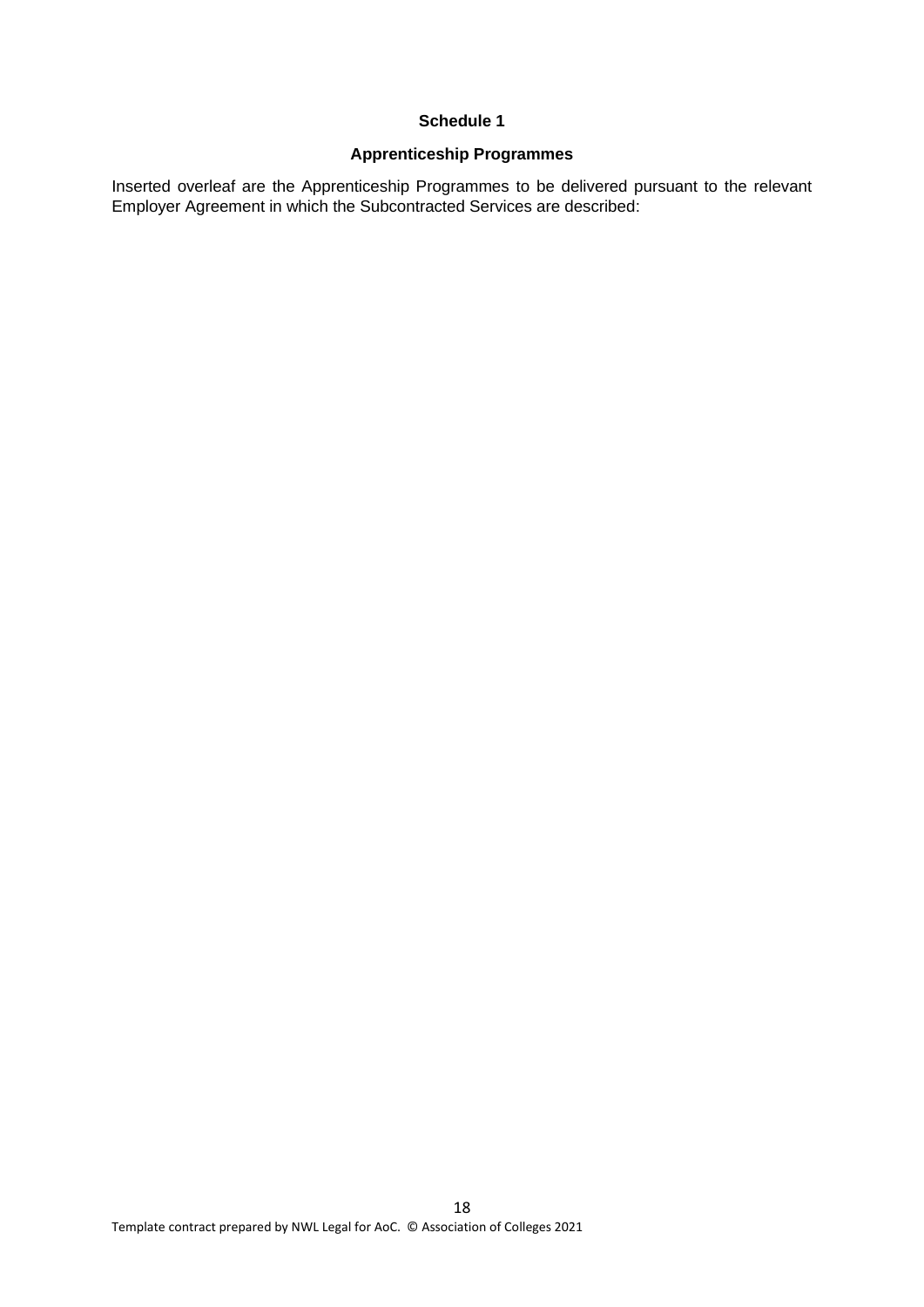## Schedule 1

### Apprenticeship Programmes

Inserted overleaf are the Apprenticeship Programmes to be delivered pursuant to the relevant Employer Agreement in which the Subcontracted Services are described: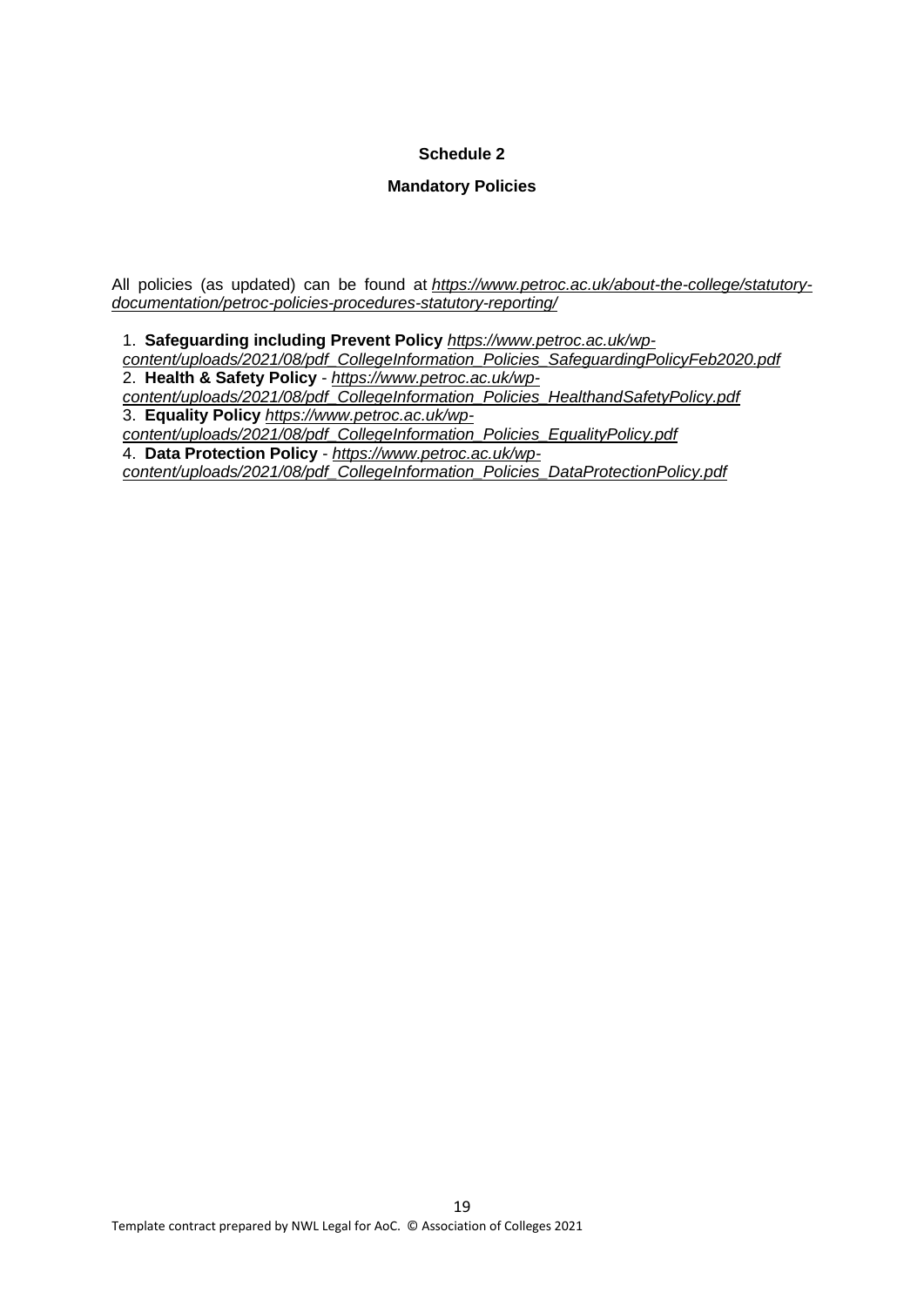**Schedule 2**

**Mandatory Policies**

All policies (as updated) can be found at *https://www.petroc.ac.uk/about-the-college/statutory-documentation/petroc-policies-procedures-statutory-reporting/*

1. **Safeguarding including Prevent Policy** *https://www.petroc.ac.uk/wp-content/uploads/2021/08/pdf_CollegeInformation_Policies_SafeguardingPolicyFeb2020.pdf*
2. **Health & Safety Policy** - *https://www.petroc.ac.uk/wp-content/uploads/2021/08/pdf_CollegeInformation_Policies_HealthandSafetyPolicy.pdf*
3. **Equality Policy** *https://www.petroc.ac.uk/wp-content/uploads/2021/08/pdf_CollegeInformation_Policies_EqualityPolicy.pdf*
4. **Data Protection Policy** - *https://www.petroc.ac.uk/wp-content/uploads/2021/08/pdf_CollegeInformation_Policies_DataProtectionPolicy.pdf*

Template contract prepared by NWL Legal for AoC. © Association of Colleges 2021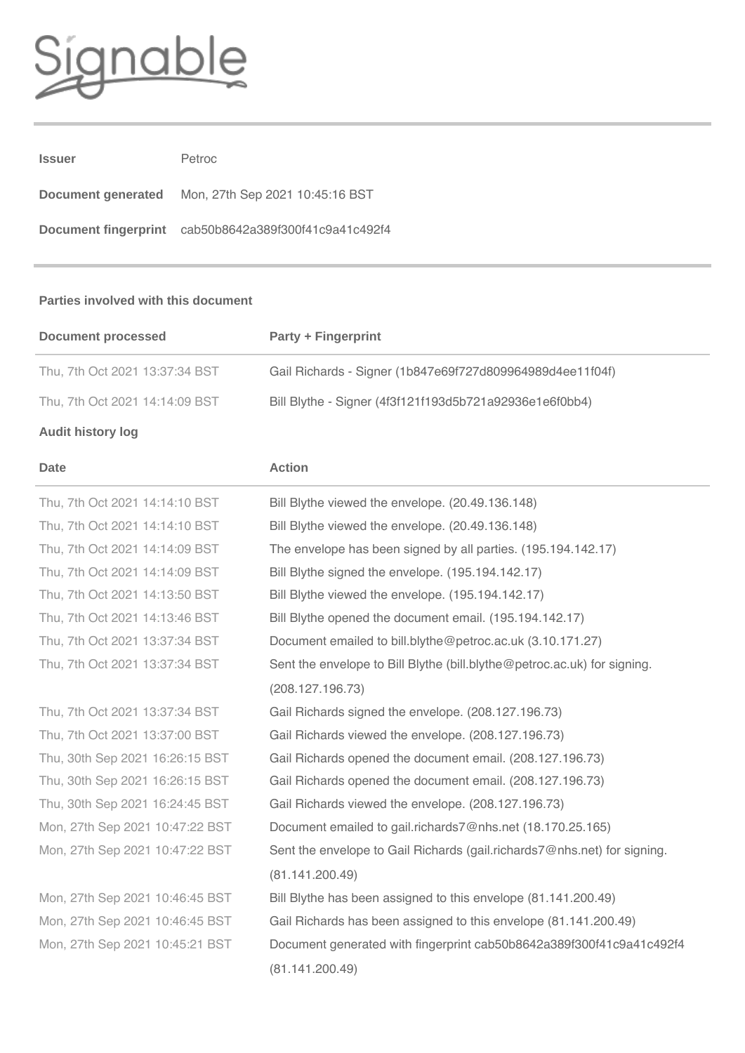Signable

| | |
|---|---|
| **Issuer** | Petroc |
| **Document generated** | Mon, 27th Sep 2021 10:45:16 BST |
| **Document fingerprint** | cab50b8642a389f300f41c9a41c492f4 |

**Parties involved with this document**

| Document processed | Party + Fingerprint |
|---|---|
| Thu, 7th Oct 2021 13:37:34 BST | Gail Richards - Signer (1b847e69f727d809964989d4ee11f04f) |
| Thu, 7th Oct 2021 14:14:09 BST | Bill Blythe - Signer (4f3f121f193d5b721a92936e1e6f0bb4) |

**Audit history log**

| Date | Action |
|---|---|
| Thu, 7th Oct 2021 14:14:10 BST | Bill Blythe viewed the envelope. (20.49.136.148) |
| Thu, 7th Oct 2021 14:14:10 BST | Bill Blythe viewed the envelope. (20.49.136.148) |
| Thu, 7th Oct 2021 14:14:09 BST | The envelope has been signed by all parties. (195.194.142.17) |
| Thu, 7th Oct 2021 14:14:09 BST | Bill Blythe signed the envelope. (195.194.142.17) |
| Thu, 7th Oct 2021 14:13:50 BST | Bill Blythe viewed the envelope. (195.194.142.17) |
| Thu, 7th Oct 2021 14:13:46 BST | Bill Blythe opened the document email. (195.194.142.17) |
| Thu, 7th Oct 2021 13:37:34 BST | Document emailed to bill.blythe@petroc.ac.uk (3.10.171.27) |
| Thu, 7th Oct 2021 13:37:34 BST | Sent the envelope to Bill Blythe (bill.blythe@petroc.ac.uk) for signing. (208.127.196.73) |
| Thu, 7th Oct 2021 13:37:34 BST | Gail Richards signed the envelope. (208.127.196.73) |
| Thu, 7th Oct 2021 13:37:00 BST | Gail Richards viewed the envelope. (208.127.196.73) |
| Thu, 30th Sep 2021 16:26:15 BST | Gail Richards opened the document email. (208.127.196.73) |
| Thu, 30th Sep 2021 16:26:15 BST | Gail Richards opened the document email. (208.127.196.73) |
| Thu, 30th Sep 2021 16:24:45 BST | Gail Richards viewed the envelope. (208.127.196.73) |
| Mon, 27th Sep 2021 10:47:22 BST | Document emailed to gail.richards7@nhs.net (18.170.25.165) |
| Mon, 27th Sep 2021 10:47:22 BST | Sent the envelope to Gail Richards (gail.richards7@nhs.net) for signing. (81.141.200.49) |
| Mon, 27th Sep 2021 10:46:45 BST | Bill Blythe has been assigned to this envelope (81.141.200.49) |
| Mon, 27th Sep 2021 10:46:45 BST | Gail Richards has been assigned to this envelope (81.141.200.49) |
| Mon, 27th Sep 2021 10:45:21 BST | Document generated with fingerprint cab50b8642a389f300f41c9a41c492f4 (81.141.200.49) |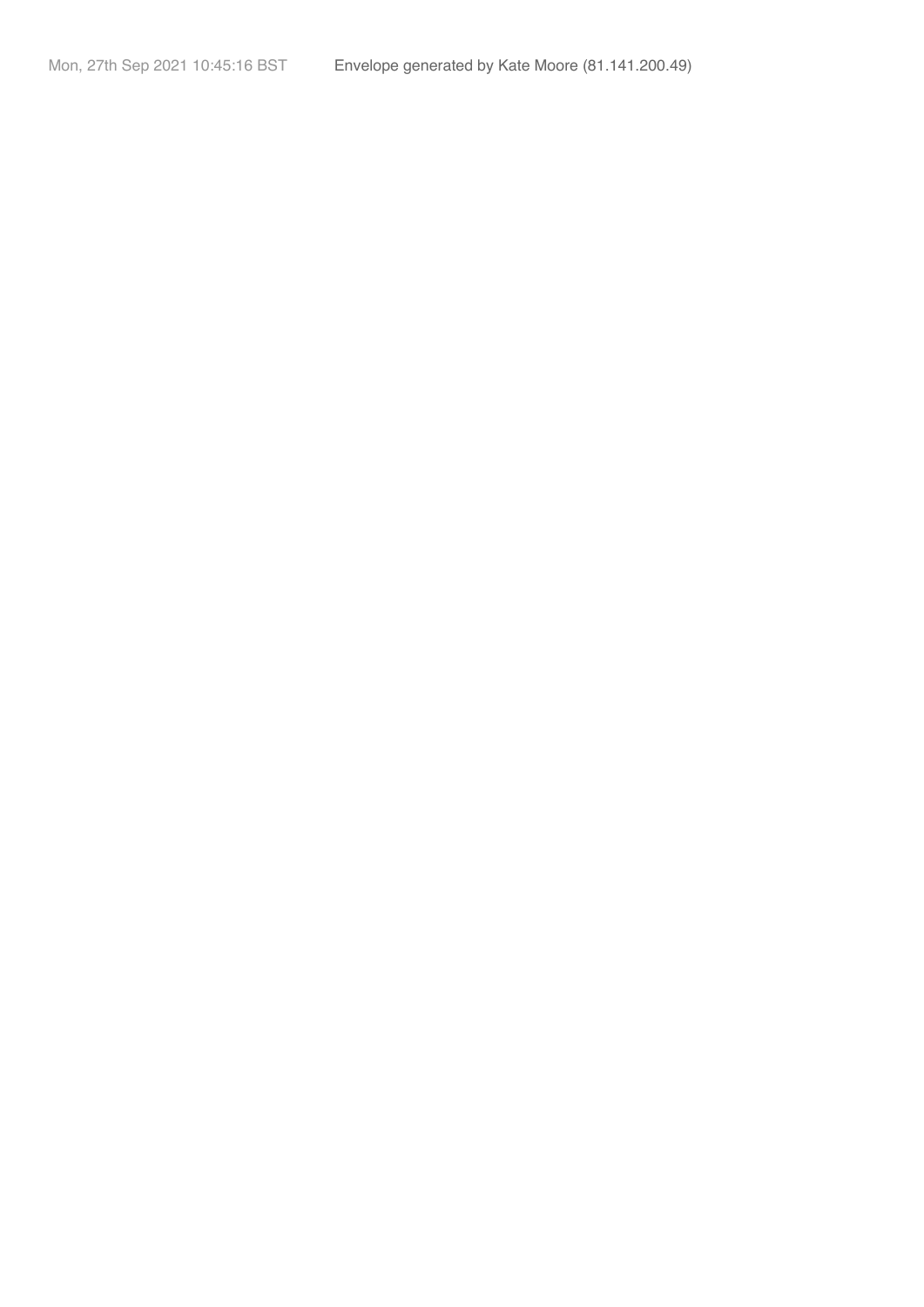Mon, 27th Sep 2021 10:45:16 BST Envelope generated by Kate Moore (81.141.200.49)